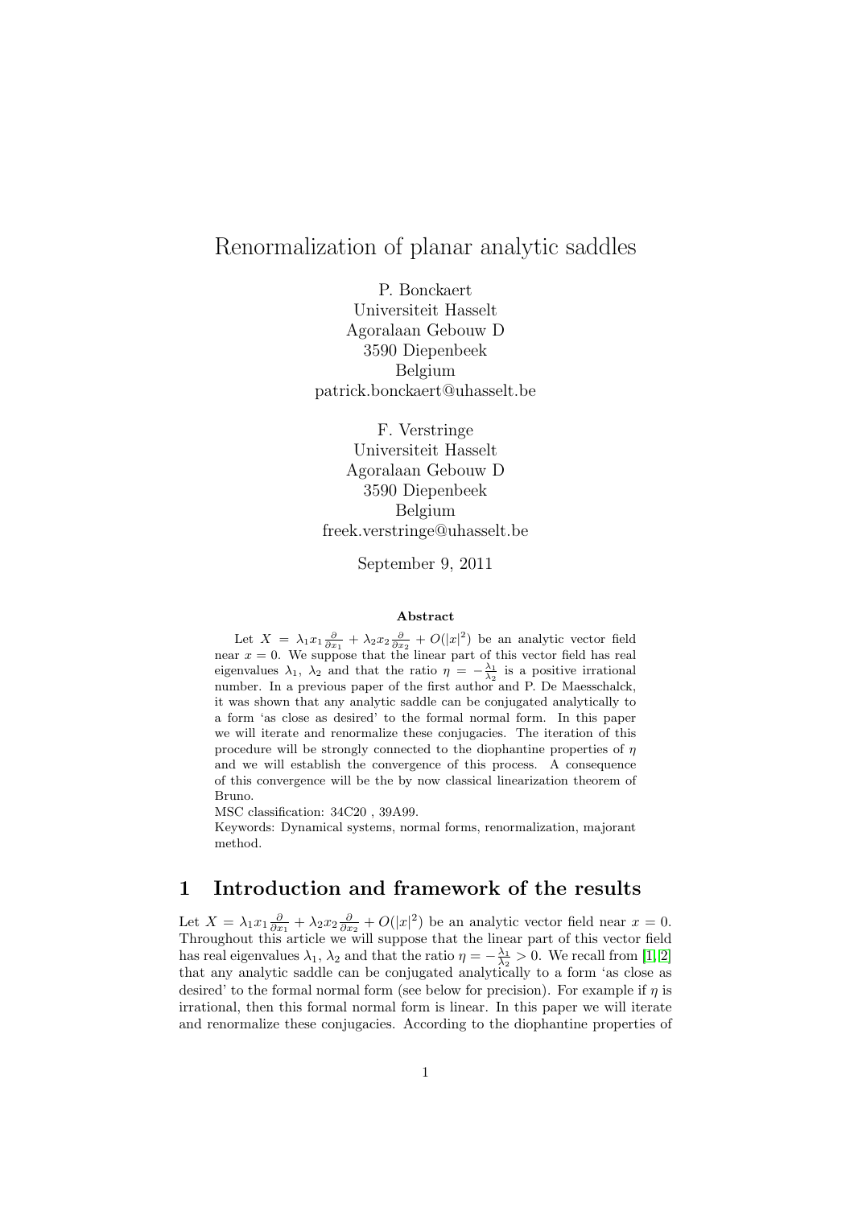# Renormalization of planar analytic saddles

P. Bonckaert
Universiteit Hasselt
Agoralaan Gebouw D
3590 Diepenbeek
Belgium
patrick.bonckaert@uhasselt.be

F. Verstringe
Universiteit Hasselt
Agoralaan Gebouw D
3590 Diepenbeek
Belgium
freek.verstringe@uhasselt.be

September 9, 2011

### Abstract

Let $X = \lambda_1 x_1 \frac{\partial}{\partial x_1} + \lambda_2 x_2 \frac{\partial}{\partial x_2} + O(|x|^2)$ be an analytic vector field near $x = 0$. We suppose that the linear part of this vector field has real eigenvalues $\lambda_1$, $\lambda_2$ and that the ratio $\eta = -\frac{\lambda_1}{\lambda_2}$ is a positive irrational number. In a previous paper of the first author and P. De Maesschalck, it was shown that any analytic saddle can be conjugated analytically to a form 'as close as desired' to the formal normal form. In this paper we will iterate and renormalize these conjugacies. The iteration of this procedure will be strongly connected to the diophantine properties of $\eta$ and we will establish the convergence of this process. A consequence of this convergence will be the the by now classical linearization theorem of Bruno.

MSC classification: 34C20 , 39A99.

Keywords: Dynamical systems, normal forms, renormalization, majorant method.

## 1 Introduction and framework of the results

Let $X = \lambda_1 x_1 \frac{\partial}{\partial x_1} + \lambda_2 x_2 \frac{\partial}{\partial x_2} + O(|x|^2)$ be an analytic vector field near $x = 0$. Throughout this article we will suppose that the linear part of this vector field has real eigenvalues $\lambda_1$, $\lambda_2$ and that the ratio $\eta = -\frac{\lambda_1}{\lambda_2} > 0$. We recall from [1, 2] that any analytic saddle can be conjugated analytically to a form 'as close as desired' to the formal normal form (see below for precision). For example if $\eta$ is irrational, then this formal normal form is linear. In this paper we will iterate and renormalize these conjugacies. According to the diophantine properties of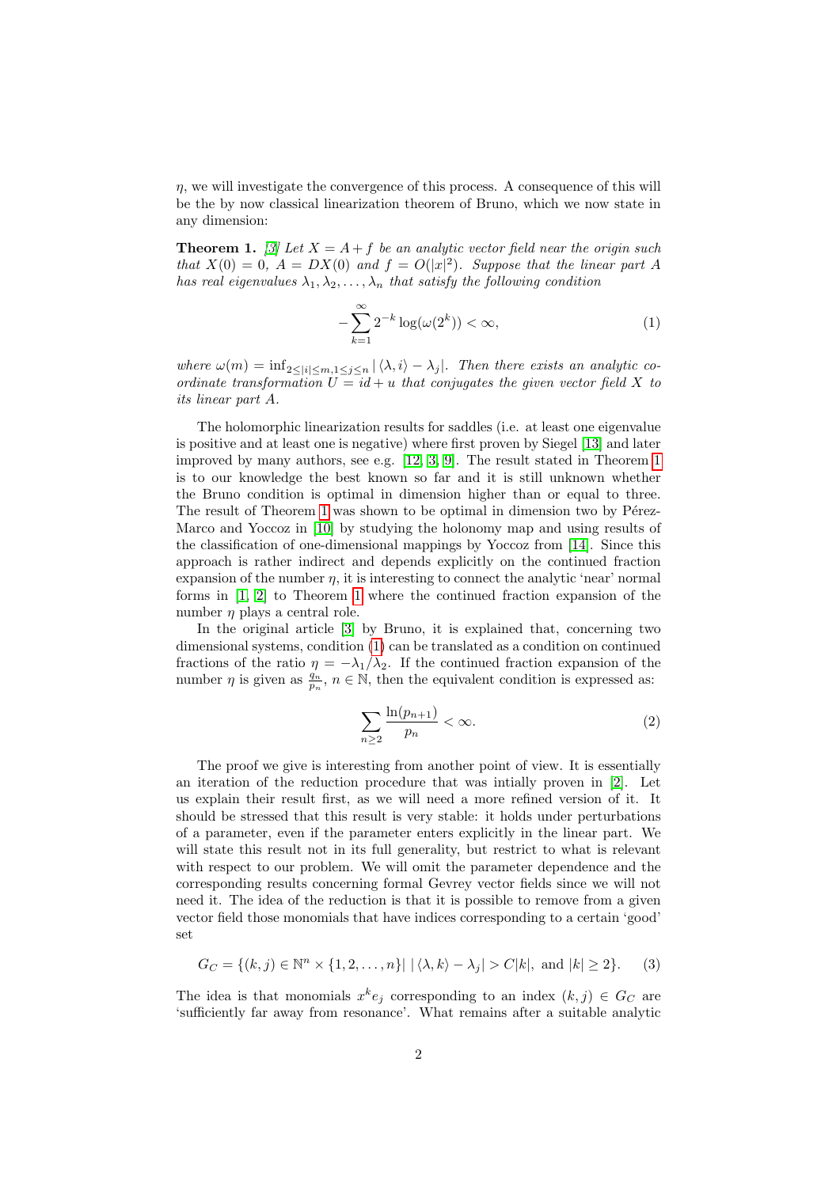$\eta$, we will investigate the convergence of this process. A consequence of this will be the by now classical linearization theorem of Bruno, which we now state in any dimension:

**Theorem 1.** *[3] Let $X = A + f$ be an analytic vector field near the origin such that $X(0) = 0$, $A = DX(0)$ and $f = O(|x|^2)$. Suppose that the linear part $A$ has real eigenvalues $\lambda_1, \lambda_2, \ldots, \lambda_n$ that satisfy the following condition*

$$-\sum_{k=1}^{\infty} 2^{-k} \log(\omega(2^k)) < \infty, \tag{1}$$

*where $\omega(m) = \inf_{2 \leq |i| \leq m, 1 \leq j \leq n} |\langle \lambda, i \rangle - \lambda_j|$. Then there exists an analytic coordinate transformation $U = id + u$ that conjugates the given vector field $X$ to its linear part $A$.*

The holomorphic linearization results for saddles (i.e. at least one eigenvalue is positive and at least one is negative) where first proven by Siegel [13] and later improved by many authors, see e.g. [12, 3, 9]. The result stated in Theorem 1 is to our knowledge the best known so far and it is still unknown whether the Bruno condition is optimal in dimension higher than or equal to three. The result of Theorem 1 was shown to be optimal in dimension two by Pérez-Marco and Yoccoz in [10] by studying the holonomy map and using results of the classification of one-dimensional mappings by Yoccoz from [14]. Since this approach is rather indirect and depends explicitly on the continued fraction expansion of the number $\eta$, it is interesting to connect the analytic 'near' normal forms in [1, 2] to Theorem 1 where the continued fraction expansion of the number $\eta$ plays a central role.

In the original article [3] by Bruno, it is explained that, concerning two dimensional systems, condition (1) can be translated as a condition on continued fractions of the ratio $\eta = -\lambda_1/\lambda_2$. If the continued fraction expansion of the number $\eta$ is given as $\frac{q_n}{p_n}$, $n \in \mathbb{N}$, then the equivalent condition is expressed as:

$$\sum_{n \geq 2} \frac{\ln(p_{n+1})}{p_n} < \infty. \tag{2}$$

The proof we give is interesting from another point of view. It is essentially an iteration of the reduction procedure that was intially proven in [2]. Let us explain their result first, as we will need a more refined version of it. It should be stressed that this result is very stable: it holds under perturbations of a parameter, even if the parameter enters explicitly in the linear part. We will state this result not in its full generality, but restrict to what is relevant with respect to our problem. We will omit the parameter dependence and the corresponding results concerning formal Gevrey vector fields since we will not need it. The idea of the reduction is that it is possible to remove from a given vector field those monomials that have indices corresponding to a certain 'good' set

$$G_C = \{(k, j) \in \mathbb{N}^n \times \{1, 2, \ldots, n\} |\ |\langle \lambda, k \rangle - \lambda_j| > C|k|, \text{ and } |k| \geq 2\}. \tag{3}$$

The idea is that monomials $x^k e_j$ corresponding to an index $(k, j) \in G_C$ are 'sufficiently far away from resonance'. What remains after a suitable analytic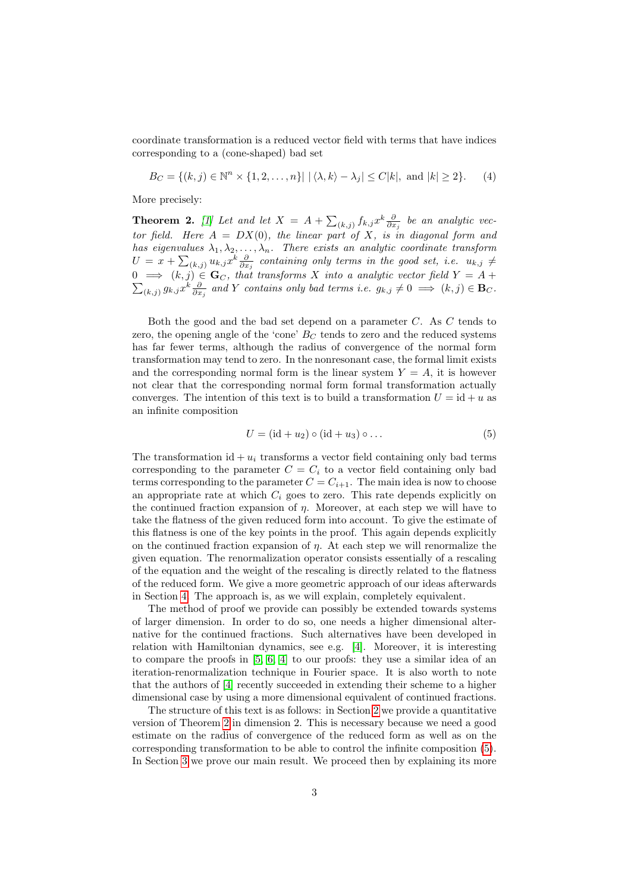coordinate transformation is a reduced vector field with terms that have indices corresponding to a (cone-shaped) bad set

$$B_C = \{(k, j) \in \mathbb{N}^n \times \{1, 2, \ldots, n\} \mid |\langle \lambda, k \rangle - \lambda_j| \leq C|k|, \text{ and } |k| \geq 2\}. \tag{4}$$

More precisely:

**Theorem 2.** [1] *Let and let $X = A + \sum_{(k,j)} f_{k,j} x^k \frac{\partial}{\partial x_j}$ be an analytic vector field. Here $A = DX(0)$, the linear part of $X$, is in diagonal form and has eigenvalues $\lambda_1, \lambda_2, \ldots, \lambda_n$. There exists an analytic coordinate transform $U = x + \sum_{(k,j)} u_{k,j} x^k \frac{\partial}{\partial x_j}$ containing only terms in the good set, i.e. $u_{k,j} \neq 0 \implies (k, j) \in \mathbf{G}_C$, that transforms $X$ into a analytic vector field $Y = A + \sum_{(k,j)} g_{k,j} x^k \frac{\partial}{\partial x_j}$ and $Y$ contains only bad terms i.e. $g_{k,j} \neq 0 \implies (k, j) \in \mathbf{B}_C$.*

Both the good and the bad set depend on a parameter $C$. As $C$ tends to zero, the opening angle of the 'cone' $B_C$ tends to zero and the reduced systems has far fewer terms, although the radius of convergence of the normal form transformation may tend to zero. In the nonresonant case, the formal limit exists and the corresponding normal form is the linear system $Y = A$, it is however not clear that the corresponding normal form formal transformation actually converges. The intention of this text is to build a transformation $U = \mathrm{id} + u$ as an infinite composition

$$U = (\mathrm{id} + u_2) \circ (\mathrm{id} + u_3) \circ \ldots \tag{5}$$

The transformation $\mathrm{id} + u_i$ transforms a vector field containing only bad terms corresponding to the parameter $C = C_i$ to a vector field containing only bad terms corresponding to the parameter $C = C_{i+1}$. The main idea is now to choose an appropriate rate at which $C_i$ goes to zero. This rate depends explicitly on the continued fraction expansion of $\eta$. Moreover, at each step we will have to take the flatness of the given reduced form into account. To give the estimate of this flatness is one of the key points in the proof. This again depends explicitly on the continued fraction expansion of $\eta$. At each step we will renormalize the given equation. The renormalization operator consists essentially of a rescaling of the equation and the weight of the rescaling is directly related to the flatness of the reduced form. We give a more geometric approach of our ideas afterwards in Section 4. The approach is, as we will explain, completely equivalent.

The method of proof we provide can possibly be extended towards systems of larger dimension. In order to do so, one needs a higher dimensional alternative for the continued fractions. Such alternatives have been developed in relation with Hamiltonian dynamics, see e.g. [4]. Moreover, it is interesting to compare the proofs in [5, 6, 4] to our proofs: they use a similar idea of an iteration-renormalization technique in Fourier space. It is also worth to note that the authors of [4] recently succeeded in extending their scheme to a higher dimensional case by using a more dimensional equivalent of continued fractions.

The structure of this text is as follows: in Section 2 we provide a quantitative version of Theorem 2 in dimension 2. This is necessary because we need a good estimate on the radius of convergence of the reduced form as well as on the corresponding transformation to be able to control the infinite composition (5). In Section 3 we prove our main result. We proceed then by explaining its more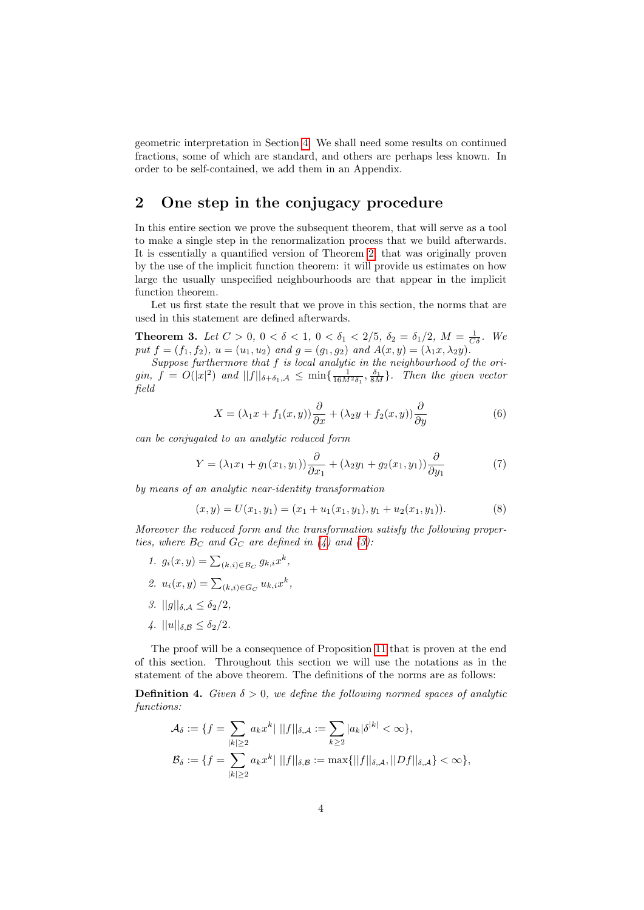geometric interpretation in Section 4. We shall need some results on continued fractions, some of which are standard, and others are perhaps less known. In order to be self-contained, we add them in an Appendix.

## 2 One step in the conjugacy procedure

In this entire section we prove the subsequent theorem, that will serve as a tool to make a single step in the renormalization process that we build afterwards. It is essentially a quantified version of Theorem 2, that was originally proven by the use of the implicit function theorem: it will provide us estimates on how large the usually unspecified neighbourhoods are that appear in the implicit function theorem.

Let us first state the result that we prove in this section, the norms that are used in this statement are defined afterwards.

**Theorem 3.** *Let $C > 0$, $0 < \delta < 1$, $0 < \delta_1 < 2/5$, $\delta_2 = \delta_1/2$, $M = \frac{1}{C\delta}$. We put $f = (f_1, f_2)$, $u = (u_1, u_2)$ and $g = (g_1, g_2)$ and $A(x, y) = (\lambda_1 x, \lambda_2 y)$.*

*Suppose furthermore that $f$ is local analytic in the neighbourhood of the origin, $f = O(|x|^2)$ and $||f||_{\delta+\delta_1,\mathcal{A}} \leq \min\{\frac{1}{16M^2\delta_1}, \frac{\delta_1}{8M}\}$. Then the given vector field*

$$X = (\lambda_1 x + f_1(x, y))\frac{\partial}{\partial x} + (\lambda_2 y + f_2(x, y))\frac{\partial}{\partial y} \tag{6}$$

*can be conjugated to an analytic reduced form*

$$Y = (\lambda_1 x_1 + g_1(x_1, y_1))\frac{\partial}{\partial x_1} + (\lambda_2 y_1 + g_2(x_1, y_1))\frac{\partial}{\partial y_1} \tag{7}$$

*by means of an analytic near-identity transformation*

$$(x, y) = U(x_1, y_1) = (x_1 + u_1(x_1, y_1), y_1 + u_2(x_1, y_1)). \tag{8}$$

*Moreover the reduced form and the transformation satisfy the following properties, where $B_C$ and $G_C$ are defined in (4) and (3):*

1. *$g_i(x, y) = \sum_{(k,i)\in B_C} g_{k,i}x^k$,*
2. *$u_i(x, y) = \sum_{(k,i)\in G_C} u_{k,i}x^k$,*
3. *$||g||_{\delta,\mathcal{A}} \leq \delta_2/2$,*
4. *$||u||_{\delta,\mathcal{B}} \leq \delta_2/2$.*

The proof will be a consequence of Proposition 11 that is proven at the end of this section. Throughout this section we will use the notations as in the statement of the above theorem. The definitions of the norms are as follows:

**Definition 4.** *Given $\delta > 0$, we define the following normed spaces of analytic functions:*

$$\mathcal{A}_\delta := \{f = \sum_{|k|\geq 2} a_k x^k \mid ||f||_{\delta,\mathcal{A}} := \sum_{k\geq 2} |a_k|\delta^{|k|} < \infty\},$$

$$\mathcal{B}_\delta := \{f = \sum_{|k|\geq 2} a_k x^k \mid ||f||_{\delta,\mathcal{B}} := \max\{||f||_{\delta,\mathcal{A}}, ||Df||_{\delta,\mathcal{A}}\} < \infty\},$$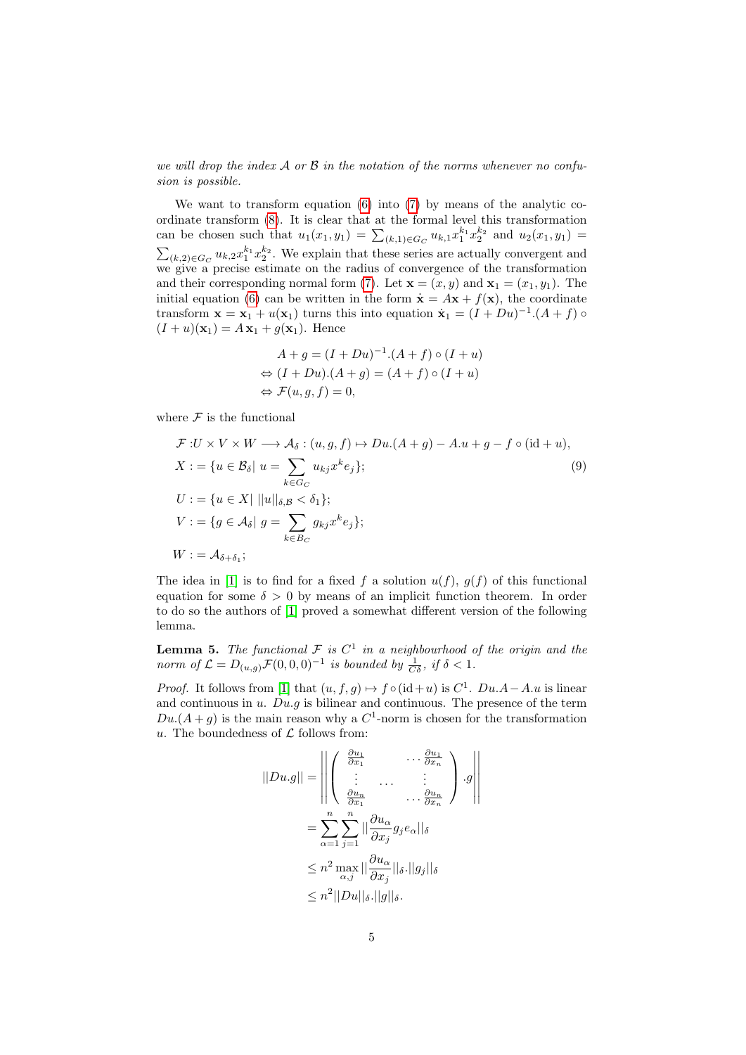*we will drop the index $\mathcal{A}$ or $\mathcal{B}$ in the notation of the norms whenever no confusion is possible.*

We want to transform equation (6) into (7) by means of the analytic coordinate transform (8). It is clear that at the formal level this transformation can be chosen such that $u_1(x_1, y_1) = \sum_{(k,1)\in G_C} u_{k,1} x_1^{k_1} x_2^{k_2}$ and $u_2(x_1, y_1) = \sum_{(k,2)\in G_C} u_{k,2} x_1^{k_1} x_2^{k_2}$. We explain that these series are actually convergent and we give a precise estimate on the radius of convergence of the transformation and their corresponding normal form (7). Let $\mathbf{x} = (x, y)$ and $\mathbf{x}_1 = (x_1, y_1)$. The initial equation (6) can be written in the form $\dot{\mathbf{x}} = A\mathbf{x} + f(\mathbf{x})$, the coordinate transform $\mathbf{x} = \mathbf{x}_1 + u(\mathbf{x}_1)$ turns this into equation $\dot{\mathbf{x}}_1 = (I + Du)^{-1}.(A + f) \circ (I + u)(\mathbf{x}_1) = A\,\mathbf{x}_1 + g(\mathbf{x}_1)$. Hence

$$
\begin{aligned}
& A + g = (I + Du)^{-1}.(A + f) \circ (I + u) \\
\Leftrightarrow\ & (I + Du).(A + g) = (A + f) \circ (I + u) \\
\Leftrightarrow\ & \mathcal{F}(u, g, f) = 0,
\end{aligned}
$$

where $\mathcal{F}$ is the functional

$$
\begin{aligned}
\mathcal{F} :& U \times V \times W \longrightarrow \mathcal{A}_\delta : (u, g, f) \mapsto Du.(A + g) - A.u + g - f \circ (\mathrm{id} + u), \\
X :=& \{u \in \mathcal{B}_\delta |\ u = \sum_{k\in G_C} u_{kj} x^k e_j\}; \qquad (9) \\
U :=& \{u \in X|\ ||u||_{\delta,\mathcal{B}} < \delta_1\}; \\
V :=& \{g \in \mathcal{A}_\delta |\ g = \sum_{k\in B_C} g_{kj} x^k e_j\}; \\
W :=& \mathcal{A}_{\delta+\delta_1};
\end{aligned}
$$

The idea in [1] is to find for a fixed $f$ a solution $u(f)$, $g(f)$ of this functional equation for some $\delta > 0$ by means of an implicit function theorem. In order to do so the authors of [1] proved a somewhat different version of the following lemma.

**Lemma 5.** *The functional $\mathcal{F}$ is $C^1$ in a neighbourhood of the origin and the norm of $\mathcal{L} = D_{(u,g)}\mathcal{F}(0, 0, 0)^{-1}$ is bounded by $\frac{1}{C\delta}$, if $\delta < 1$.*

*Proof.* It follows from [1] that $(u, f, g) \mapsto f \circ (\mathrm{id} + u)$ is $C^1$. $Du.A - A.u$ is linear and continuous in $u$. $Du.g$ is bilinear and continuous. The presence of the term $Du.(A + g)$ is the main reason why a $C^1$-norm is chosen for the transformation $u$. The boundedness of $\mathcal{L}$ follows from:

$$
\begin{aligned}
||Du.g|| &= \left|\left| \begin{pmatrix} \frac{\partial u_1}{\partial x_1} & & \cdots \frac{\partial u_1}{\partial x_n} \\ \vdots & \cdots & \vdots \\ \frac{\partial u_n}{\partial x_1} & & \cdots \frac{\partial u_n}{\partial x_n} \end{pmatrix} .g \right|\right| \\
&= \sum_{\alpha=1}^{n} \sum_{j=1}^{n} ||\frac{\partial u_\alpha}{\partial x_j} g_j e_\alpha||_\delta \\
&\leq n^2 \max_{\alpha,j} ||\frac{\partial u_\alpha}{\partial x_j}||_\delta . ||g_j||_\delta \\
&\leq n^2 ||Du||_\delta . ||g||_\delta .
\end{aligned}
$$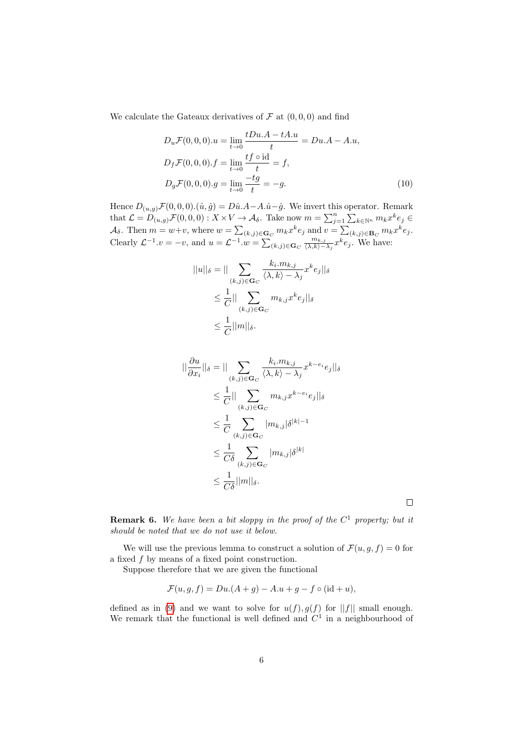We calculate the Gateaux derivatives of $\mathcal{F}$ at $(0,0,0)$ and find

$$
\begin{aligned}
D_u\mathcal{F}(0,0,0).u &= \lim_{t\to 0}\frac{tDu.A - tA.u}{t} = Du.A - A.u,\\
D_f\mathcal{F}(0,0,0).f &= \lim_{t\to 0}\frac{tf\circ \mathrm{id}}{t} = f,\\
D_g\mathcal{F}(0,0,0).g &= \lim_{t\to 0}\frac{-tg}{t} = -g.
\end{aligned}
\tag{10}
$$

Hence $D_{(u,g)}\mathcal{F}(0,0,0).(\hat{u},\hat{g}) = D\hat{u}.A - A.\hat{u} - \hat{g}$. We invert this operator. Remark that $\mathcal{L} = D_{(u,g)}\mathcal{F}(0,0,0) : X\times V \to \mathcal{A}_\delta$. Take now $m = \sum_{j=1}^n \sum_{k\in\mathbb{N}^n} m_k x^k e_j \in \mathcal{A}_\delta$. Then $m = w+v$, where $w = \sum_{(k,j)\in\mathbf{G}_C} m_k x^k e_j$ and $v = \sum_{(k,j)\in\mathbf{B}_C} m_k x^k e_j$. Clearly $\mathcal{L}^{-1}.v = -v$, and $u = \mathcal{L}^{-1}.w = \sum_{(k,j)\in\mathbf{G}_C} \frac{m_{k,j}}{\langle\lambda,k\rangle - \lambda_j} x^k e_j$. We have:

$$
\begin{aligned}
||u||_\delta &= ||\sum_{(k,j)\in\mathbf{G}_C} \frac{k_i.m_{k,j}}{\langle\lambda,k\rangle - \lambda_j} x^k e_j||_\delta\\
&\le \frac{1}{C}||\sum_{(k,j)\in\mathbf{G}_C} m_{k,j}x^k e_j||_\delta\\
&\le \frac{1}{C}||m||_\delta.
\end{aligned}
$$

$$
\begin{aligned}
||\frac{\partial u}{\partial x_i}||_\delta &= ||\sum_{(k,j)\in\mathbf{G}_C} \frac{k_i.m_{k,j}}{\langle\lambda,k\rangle - \lambda_j} x^{k-e_i} e_j||_\delta\\
&\le \frac{1}{C}||\sum_{(k,j)\in\mathbf{G}_C} m_{k,j}x^{k-e_i} e_j||_\delta\\
&\le \frac{1}{C}\sum_{(k,j)\in\mathbf{G}_C} |m_{k,j}|\delta^{|k|-1}\\
&\le \frac{1}{C\delta}\sum_{(k,j)\in\mathbf{G}_C} |m_{k,j}|\delta^{|k|}\\
&\le \frac{1}{C\delta}||m||_\delta.
\end{aligned}
$$

$\square$

**Remark 6.** *We have been a bit sloppy in the proof of the $C^1$ property; but it should be noted that we do not use it below.*

We will use the previous lemma to construct a solution of $\mathcal{F}(u,g,f) = 0$ for a fixed $f$ by means of a fixed point construction.

Suppose therefore that we are given the functional

$$
\mathcal{F}(u,g,f) = Du.(A+g) - A.u + g - f\circ(\mathrm{id}+u),
$$

defined as in (9) and we want to solve for $u(f), g(f)$ for $||f||$ small enough. We remark that the functional is well defined and $C^1$ in a neighbourhood of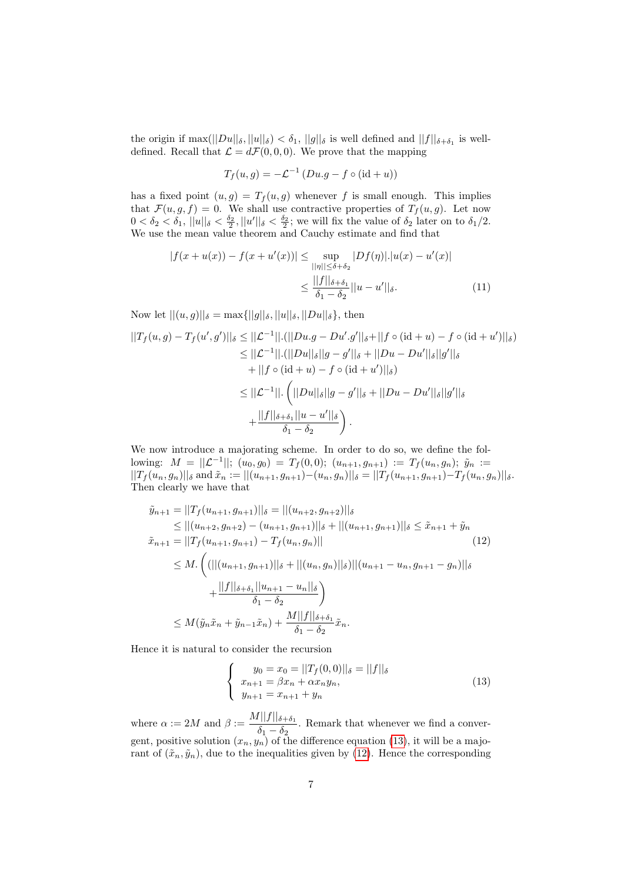the origin if $\max(||Du||_\delta, ||u||_\delta) < \delta_1$, $||g||_\delta$ is well defined and $||f||_{\delta+\delta_1}$ is well-defined. Recall that $\mathcal{L} = d\mathcal{F}(0,0,0)$. We prove that the mapping

$$T_f(u,g) = -\mathcal{L}^{-1}\left(Du.g - f \circ (\mathrm{id} + u)\right)$$

has a fixed point $(u,g) = T_f(u,g)$ whenever $f$ is small enough. This implies that $\mathcal{F}(u,g,f) = 0$. We shall use contractive properties of $T_f(u,g)$. Let now $0 < \delta_2 < \delta_1$, $||u||_\delta < \frac{\delta_2}{2}$, $||u'||_\delta < \frac{\delta_2}{2}$; we will fix the value of $\delta_2$ later on to $\delta_1/2$. We use the mean value theorem and Cauchy estimate and find that

$$\begin{aligned} |f(x+u(x)) - f(x+u'(x))| &\leq \sup_{||\eta|| \leq \delta+\delta_2} |Df(\eta)|.|u(x) - u'(x)| \\ &\leq \frac{||f||_{\delta+\delta_1}}{\delta_1 - \delta_2}||u - u'||_\delta. \end{aligned} \tag{11}$$

Now let $||(u,g)||_\delta = \max\{||g||_\delta, ||u||_\delta, ||Du||_\delta\}$, then

$$\begin{aligned} ||T_f(u,g) - T_f(u',g')||_\delta &\leq ||\mathcal{L}^{-1}||.(||Du.g - Du'.g'||_\delta + ||f \circ (\mathrm{id}+u) - f \circ (\mathrm{id}+u')||_\delta) \\ &\leq ||\mathcal{L}^{-1}||.(||Du||_\delta ||g - g'||_\delta + ||Du - Du'||_\delta ||g'||_\delta \\ &\quad + ||f \circ (\mathrm{id}+u) - f \circ (\mathrm{id}+u')||_\delta) \\ &\leq ||\mathcal{L}^{-1}||.\left(||Du||_\delta ||g - g'||_\delta + ||Du - Du'||_\delta ||g'||_\delta \right. \\ &\quad \left. + \frac{||f||_{\delta+\delta_1}||u - u'||_\delta}{\delta_1 - \delta_2}\right). \end{aligned}$$

We now introduce a majorating scheme. In order to do so, we define the following: $M = ||\mathcal{L}^{-1}||$; $(u_0, g_0) = T_f(0,0)$; $(u_{n+1}, g_{n+1}) := T_f(u_n, g_n)$; $\tilde{y}_n := ||T_f(u_n, g_n)||_\delta$ and $\tilde{x}_n := ||(u_{n+1}, g_{n+1}) - (u_n, g_n)||_\delta = ||T_f(u_{n+1}, g_{n+1}) - T_f(u_n, g_n)||_\delta$. Then clearly we have that

$$\begin{aligned} \tilde{y}_{n+1} &= ||T_f(u_{n+1}, g_{n+1})||_\delta = ||(u_{n+2}, g_{n+2})||_\delta \\ &\leq ||(u_{n+2}, g_{n+2}) - (u_{n+1}, g_{n+1})||_\delta + ||(u_{n+1}, g_{n+1})||_\delta \leq \tilde{x}_{n+1} + \tilde{y}_n \\ \tilde{x}_{n+1} &= ||T_f(u_{n+1}, g_{n+1}) - T_f(u_n, g_n)|| \\ &\leq M.\left((||(u_{n+1}, g_{n+1})||_\delta + ||(u_n, g_n)||_\delta)||(u_{n+1} - u_n, g_{n+1} - g_n)||_\delta \right. \\ &\quad \left. + \frac{||f||_{\delta+\delta_1}||u_{n+1} - u_n||_\delta}{\delta_1 - \delta_2}\right) \\ &\leq M(\tilde{y}_n \tilde{x}_n + \tilde{y}_{n-1}\tilde{x}_n) + \frac{M||f||_{\delta+\delta_1}}{\delta_1 - \delta_2}\tilde{x}_n. \end{aligned} \tag{12}$$

Hence it is natural to consider the recursion

$$\left\{ \begin{array}{l} y_0 = x_0 = ||T_f(0,0)||_\delta = ||f||_\delta \\ x_{n+1} = \beta x_n + \alpha x_n y_n, \\ y_{n+1} = x_{n+1} + y_n \end{array} \right. \tag{13}$$

where $\alpha := 2M$ and $\beta := \dfrac{M||f||_{\delta+\delta_1}}{\delta_1 - \delta_2}$. Remark that whenever we find a convergent, positive solution $(x_n, y_n)$ of the difference equation (13), it will be a majorant of $(\tilde{x}_n, \tilde{y}_n)$, due to the inequalities given by (12). Hence the corresponding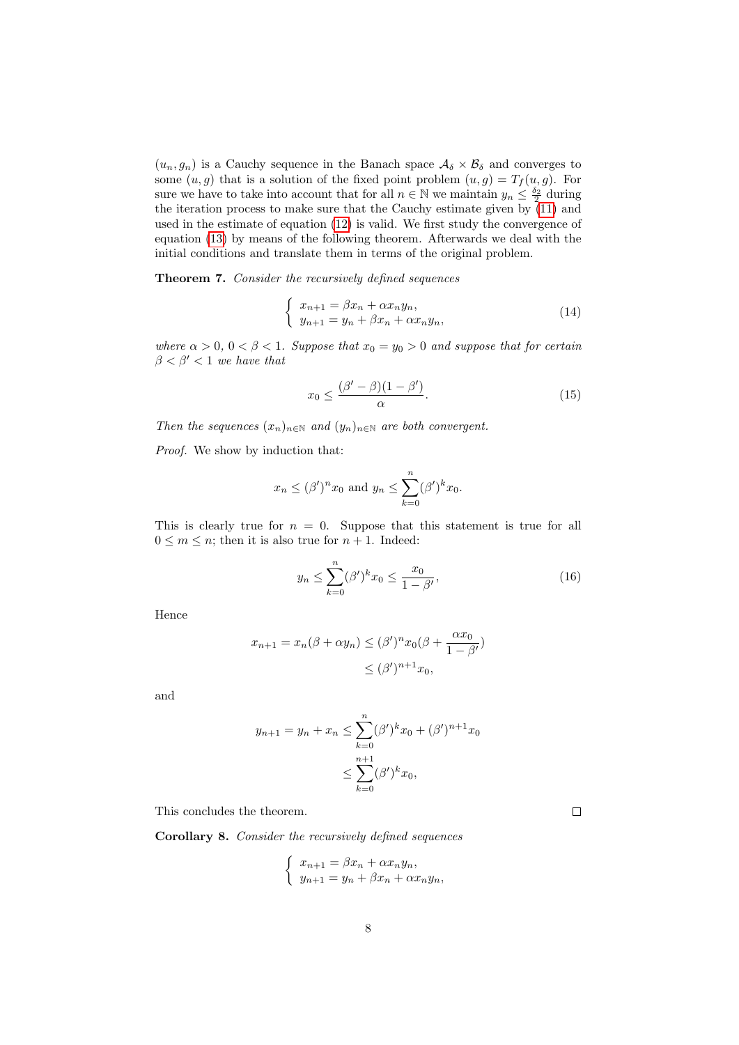$(u_n, g_n)$ is a Cauchy sequence in the Banach space $\mathcal{A}_\delta \times \mathcal{B}_\delta$ and converges to some $(u, g)$ that is a solution of the fixed point problem $(u, g) = T_f(u, g)$. For sure we have to take into account that for all $n \in \mathbb{N}$ we maintain $y_n \leq \frac{\delta_2}{2}$ during the iteration process to make sure that the Cauchy estimate given by (11) and used in the estimate of equation (12) is valid. We first study the convergence of equation (13) by means of the following theorem. Afterwards we deal with the initial conditions and translate them in terms of the original problem.

**Theorem 7.** *Consider the recursively defined sequences*

$$\begin{cases} x_{n+1} = \beta x_n + \alpha x_n y_n, \\ y_{n+1} = y_n + \beta x_n + \alpha x_n y_n, \end{cases} \tag{14}$$

*where $\alpha > 0$, $0 < \beta < 1$. Suppose that $x_0 = y_0 > 0$ and suppose that for certain $\beta < \beta' < 1$ we have that*

$$x_0 \leq \frac{(\beta' - \beta)(1 - \beta')}{\alpha}. \tag{15}$$

*Then the sequences $(x_n)_{n\in\mathbb{N}}$ and $(y_n)_{n\in\mathbb{N}}$ are both convergent.*

*Proof.* We show by induction that:

$$x_n \leq (\beta')^n x_0 \text{ and } y_n \leq \sum_{k=0}^{n} (\beta')^k x_0.$$

This is clearly true for $n = 0$. Suppose that this statement is true for all $0 \leq m \leq n$; then it is also true for $n + 1$. Indeed:

$$y_n \leq \sum_{k=0}^{n} (\beta')^k x_0 \leq \frac{x_0}{1 - \beta'}, \tag{16}$$

Hence

$$\begin{aligned} x_{n+1} = x_n(\beta + \alpha y_n) &\leq (\beta')^n x_0 (\beta + \frac{\alpha x_0}{1 - \beta'}) \\ &\leq (\beta')^{n+1} x_0, \end{aligned}$$

and

$$\begin{aligned} y_{n+1} = y_n + x_n &\leq \sum_{k=0}^{n} (\beta')^k x_0 + (\beta')^{n+1} x_0 \\ &\leq \sum_{k=0}^{n+1} (\beta')^k x_0, \end{aligned}$$

This concludes the theorem. ∎

**Corollary 8.** *Consider the recursively defined sequences*

$$\begin{cases} x_{n+1} = \beta x_n + \alpha x_n y_n, \\ y_{n+1} = y_n + \beta x_n + \alpha x_n y_n, \end{cases}$$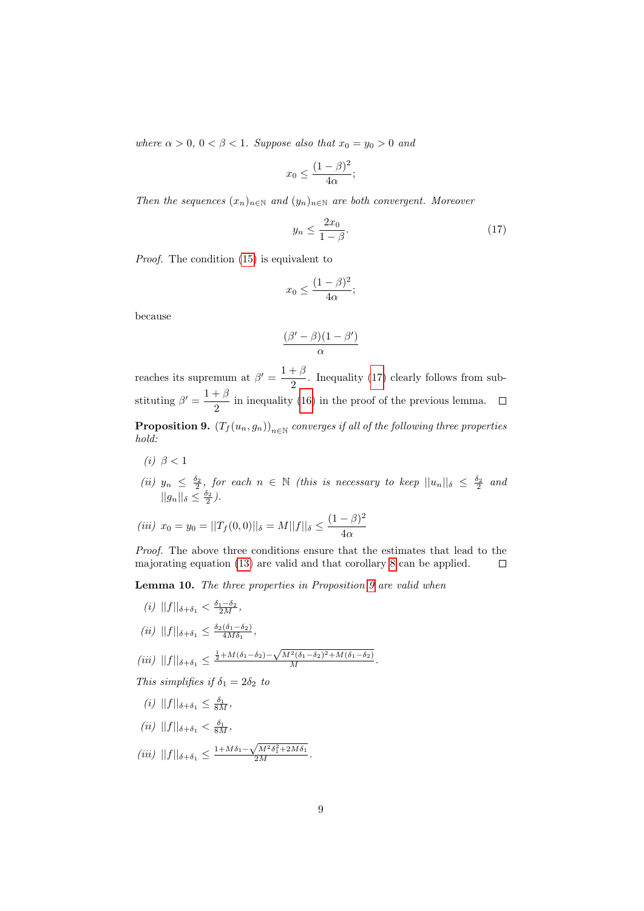*where* $\alpha > 0$, $0 < \beta < 1$. *Suppose also that* $x_0 = y_0 > 0$ *and*

$$x_0 \leq \frac{(1-\beta)^2}{4\alpha};$$

*Then the sequences* $(x_n)_{n\in\mathbb{N}}$ *and* $(y_n)_{n\in\mathbb{N}}$ *are both convergent. Moreover*

$$y_n \leq \frac{2x_0}{1-\beta}. \tag{17}$$

*Proof.* The condition (15) is equivalent to

$$x_0 \leq \frac{(1-\beta)^2}{4\alpha};$$

because

$$\frac{(\beta'-\beta)(1-\beta')}{\alpha}$$

reaches its supremum at $\beta' = \dfrac{1+\beta}{2}$. Inequality (17) clearly follows from substituting $\beta' = \dfrac{1+\beta}{2}$ in inequality (16) in the proof of the previous lemma. □

**Proposition 9.** $\left(T_f(u_n, g_n)\right)_{n\in\mathbb{N}}$ *converges if all of the following three properties hold:*

*(i)* $\beta < 1$

*(ii)* $y_n \leq \frac{\delta_2}{2}$, *for each* $n \in \mathbb{N}$ *(this is necessary to keep* $||u_n||_\delta \leq \frac{\delta_2}{2}$ *and* $||g_n||_\delta \leq \frac{\delta_2}{2}$*).*

*(iii)* $x_0 = y_0 = ||T_f(0,0)||_\delta = M||f||_\delta \leq \dfrac{(1-\beta)^2}{4\alpha}$

*Proof.* The above three conditions ensure that the estimates that lead to the majorating equation (13) are valid and that corollary 8 can be applied. □

**Lemma 10.** *The three properties in Proposition 9 are valid when*

*(i)* $||f||_{\delta+\delta_1} < \frac{\delta_1-\delta_2}{2M}$,

*(ii)* $||f||_{\delta+\delta_1} \leq \frac{\delta_2(\delta_1-\delta_2)}{4M\delta_1}$,

*(iii)* $||f||_{\delta+\delta_1} \leq \frac{\frac{1}{2}+M(\delta_1-\delta_2)-\sqrt{M^2(\delta_1-\delta_2)^2+M(\delta_1-\delta_2)}}{M}$.

*This simplifies if* $\delta_1 = 2\delta_2$ *to*

*(i)* $||f||_{\delta+\delta_1} \leq \frac{\delta_1}{8M}$,

*(ii)* $||f||_{\delta+\delta_1} < \frac{\delta_1}{8M}$,

*(iii)* $||f||_{\delta+\delta_1} \leq \frac{1+M\delta_1-\sqrt{M^2\delta_1^2+2M\delta_1}}{2M}$.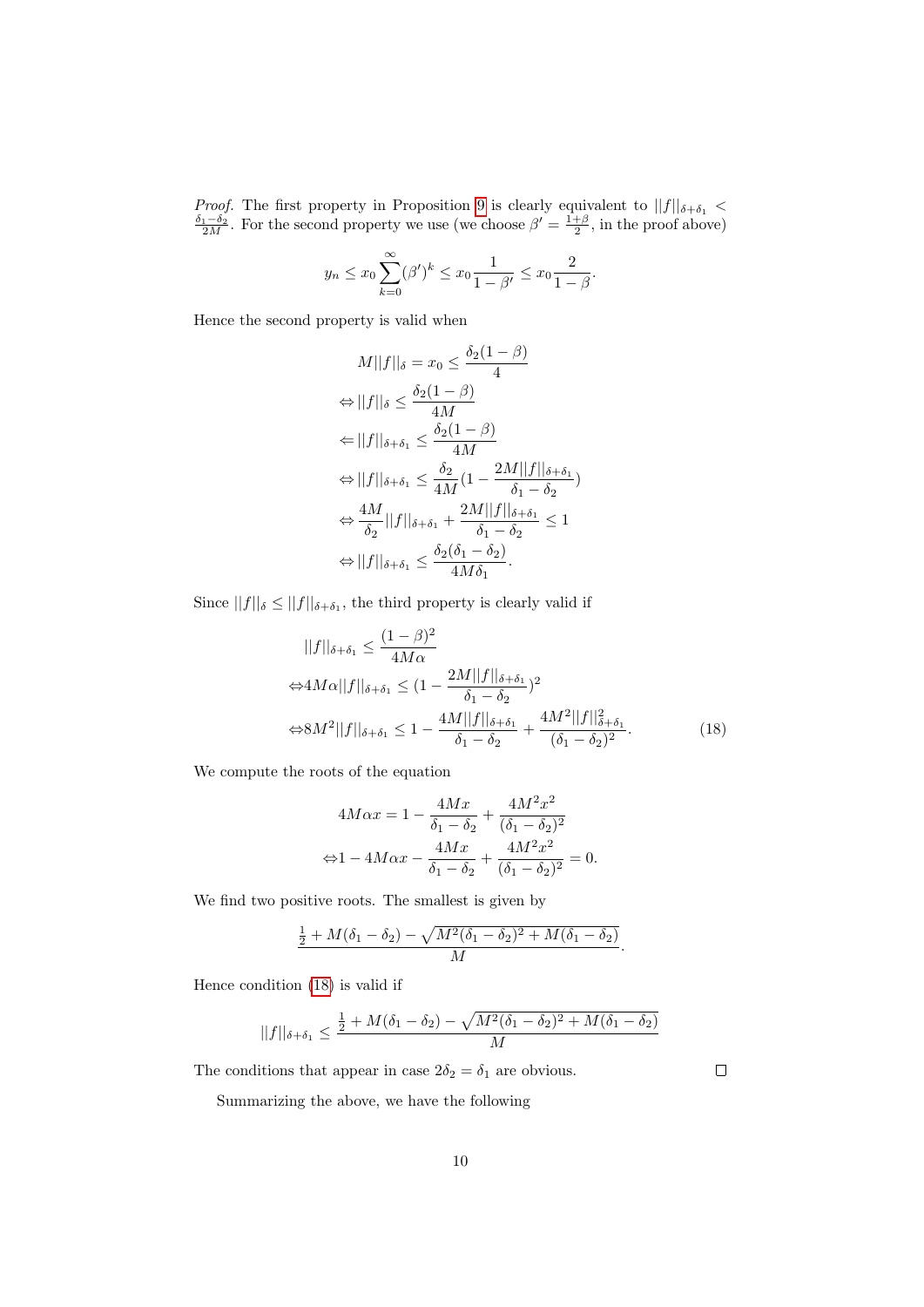*Proof.* The first property in Proposition 9 is clearly equivalent to $||f||_{\delta+\delta_1} < \frac{\delta_1-\delta_2}{2M}$. For the second property we use (we choose $\beta' = \frac{1+\beta}{2}$, in the proof above)

$$y_n \le x_0 \sum_{k=0}^{\infty} (\beta')^k \le x_0 \frac{1}{1-\beta'} \le x_0 \frac{2}{1-\beta}.$$

Hence the second property is valid when

$$\begin{aligned}
M||f||_\delta = x_0 &\le \frac{\delta_2(1-\beta)}{4} \\
\Leftrightarrow ||f||_\delta &\le \frac{\delta_2(1-\beta)}{4M} \\
\Leftarrow ||f||_{\delta+\delta_1} &\le \frac{\delta_2(1-\beta)}{4M} \\
\Leftrightarrow ||f||_{\delta+\delta_1} &\le \frac{\delta_2}{4M}\left(1 - \frac{2M||f||_{\delta+\delta_1}}{\delta_1-\delta_2}\right) \\
\Leftrightarrow \frac{4M}{\delta_2}||f||_{\delta+\delta_1} &+ \frac{2M||f||_{\delta+\delta_1}}{\delta_1-\delta_2} \le 1 \\
\Leftrightarrow ||f||_{\delta+\delta_1} &\le \frac{\delta_2(\delta_1-\delta_2)}{4M\delta_1}.
\end{aligned}$$

Since $||f||_\delta \le ||f||_{\delta+\delta_1}$, the third property is clearly valid if

$$\begin{aligned}
&||f||_{\delta+\delta_1} \le \frac{(1-\beta)^2}{4M\alpha} \\
\Leftrightarrow &4M\alpha||f||_{\delta+\delta_1} \le \left(1 - \frac{2M||f||_{\delta+\delta_1}}{\delta_1-\delta_2}\right)^2 \\
\Leftrightarrow &8M^2||f||_{\delta+\delta_1} \le 1 - \frac{4M||f||_{\delta+\delta_1}}{\delta_1-\delta_2} + \frac{4M^2||f||^2_{\delta+\delta_1}}{(\delta_1-\delta_2)^2}.
\end{aligned} \tag{18}$$

We compute the roots of the equation

$$\begin{aligned}
4M\alpha x &= 1 - \frac{4Mx}{\delta_1-\delta_2} + \frac{4M^2x^2}{(\delta_1-\delta_2)^2} \\
\Leftrightarrow 1 - 4M\alpha x &- \frac{4Mx}{\delta_1-\delta_2} + \frac{4M^2x^2}{(\delta_1-\delta_2)^2} = 0.
\end{aligned}$$

We find two positive roots. The smallest is given by

$$\frac{\frac{1}{2} + M(\delta_1-\delta_2) - \sqrt{M^2(\delta_1-\delta_2)^2 + M(\delta_1-\delta_2)}}{M}.$$

Hence condition (18) is valid if

$$||f||_{\delta+\delta_1} \le \frac{\frac{1}{2} + M(\delta_1-\delta_2) - \sqrt{M^2(\delta_1-\delta_2)^2 + M(\delta_1-\delta_2)}}{M}$$

The conditions that appear in case $2\delta_2 = \delta_1$ are obvious. $\square$

Summarizing the above, we have the following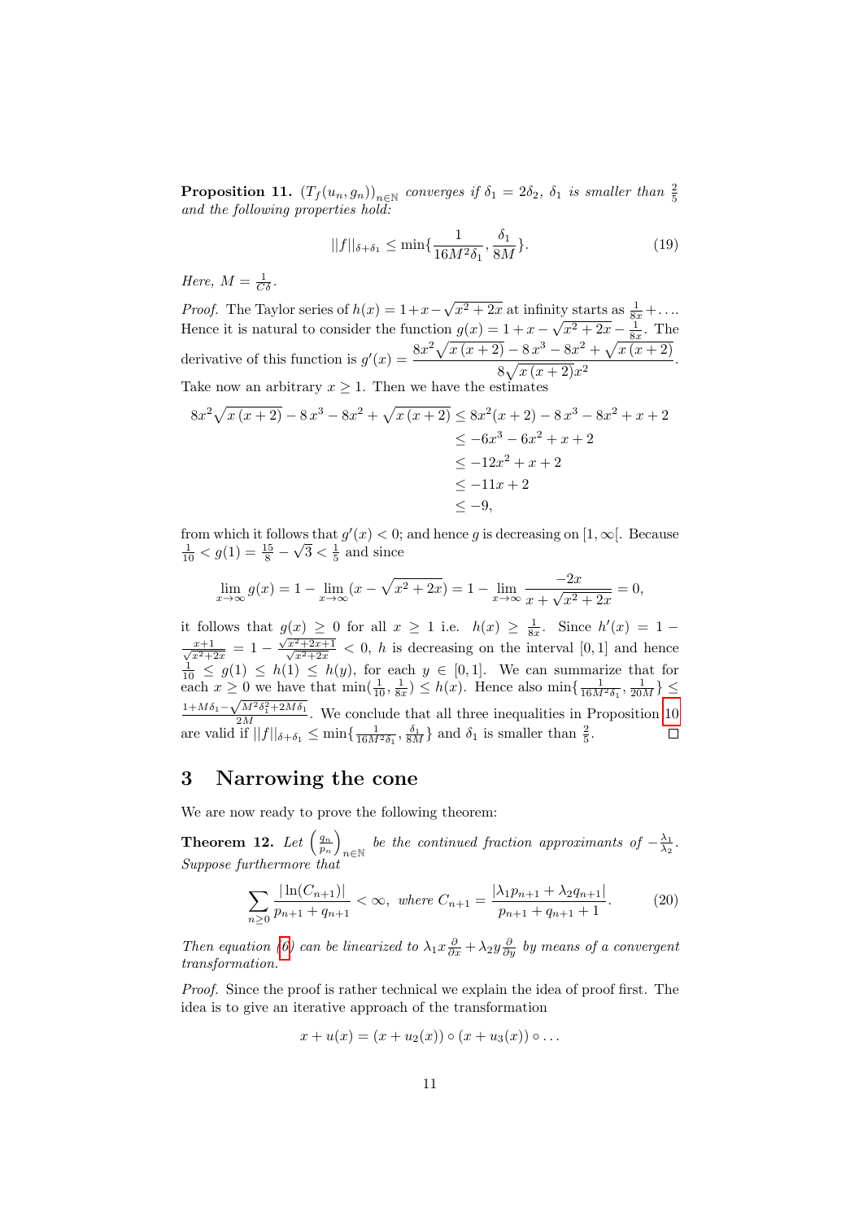**Proposition 11.** *$(T_f(u_n, g_n))_{n\in\mathbb{N}}$ converges if $\delta_1 = 2\delta_2$, $\delta_1$ is smaller than $\frac{2}{5}$ and the following properties hold:*

$$||f||_{\delta+\delta_1} \leq \min\{\frac{1}{16M^2\delta_1}, \frac{\delta_1}{8M}\}. \tag{19}$$

*Here, $M = \frac{1}{C\delta}$.*

*Proof.* The Taylor series of $h(x) = 1+x-\sqrt{x^2+2x}$ at infinity starts as $\frac{1}{8x}+\ldots$. Hence it is natural to consider the function $g(x) = 1+x-\sqrt{x^2+2x}-\frac{1}{8x}$. The derivative of this function is $g'(x) = \dfrac{8x^2\sqrt{x\,(x+2)} - 8\,x^3 - 8x^2 + \sqrt{x\,(x+2)}}{8\sqrt{x\,(x+2)}x^2}$. Take now an arbitrary $x \geq 1$. Then we have the estimates

$$\begin{aligned}
8x^2\sqrt{x\,(x+2)} - 8\,x^3 - 8x^2 + \sqrt{x\,(x+2)} &\leq 8x^2(x+2) - 8\,x^3 - 8x^2 + x + 2 \\
&\leq -6x^3 - 6x^2 + x + 2 \\
&\leq -12x^2 + x + 2 \\
&\leq -11x + 2 \\
&\leq -9,
\end{aligned}$$

from which it follows that $g'(x) < 0$; and hence $g$ is decreasing on $[1, \infty[$. Because $\frac{1}{10} < g(1) = \frac{15}{8} - \sqrt{3} < \frac{1}{5}$ and since

$$\lim_{x\to\infty} g(x) = 1 - \lim_{x\to\infty}(x - \sqrt{x^2+2x}) = 1 - \lim_{x\to\infty}\frac{-2x}{x+\sqrt{x^2+2x}} = 0,$$

it follows that $g(x) \geq 0$ for all $x \geq 1$ i.e. $h(x) \geq \frac{1}{8x}$. Since $h'(x) = 1 - \frac{x+1}{\sqrt{x^2+2x}} = 1 - \frac{\sqrt{x^2+2x+1}}{\sqrt{x^2+2x}} < 0$, $h$ is decreasing on the interval $[0,1]$ and hence $\frac{1}{10} \leq g(1) \leq h(1) \leq h(y)$, for each $y \in [0,1]$. We can summarize that for each $x \geq 0$ we have that $\min(\frac{1}{10}, \frac{1}{8x}) \leq h(x)$. Hence also $\min\{\frac{1}{16M^2\delta_1}, \frac{1}{20M}\} \leq \frac{1+M\delta_1-\sqrt{M^2\delta_1^2+2M\delta_1}}{2M}$. We conclude that all three inequalities in Proposition 10 are valid if $||f||_{\delta+\delta_1} \leq \min\{\frac{1}{16M^2\delta_1}, \frac{\delta_1}{8M}\}$ and $\delta_1$ is smaller than $\frac{2}{5}$. $\square$

# 3 Narrowing the cone

We are now ready to prove the following theorem:

**Theorem 12.** *Let $\left(\frac{q_n}{p_n}\right)_{n\in\mathbb{N}}$ be the continued fraction approximants of $-\frac{\lambda_1}{\lambda_2}$. Suppose furthermore that*

$$\sum_{n\geq 0}\frac{|\ln(C_{n+1})|}{p_{n+1}+q_{n+1}} < \infty, \text{ where } C_{n+1} = \frac{|\lambda_1 p_{n+1} + \lambda_2 q_{n+1}|}{p_{n+1}+q_{n+1}+1}. \tag{20}$$

*Then equation (6) can be linearized to $\lambda_1 x\frac{\partial}{\partial x} + \lambda_2 y\frac{\partial}{\partial y}$ by means of a convergent transformation.*

*Proof.* Since the proof is rather technical we explain the idea of proof first. The idea is to give an iterative approach of the transformation

$$x + u(x) = (x + u_2(x)) \circ (x + u_3(x)) \circ \ldots$$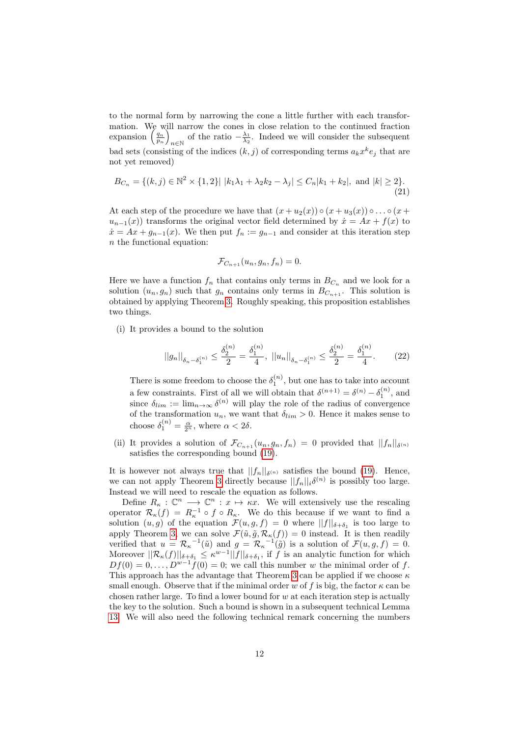to the normal form by narrowing the cone a little further with each transformation. We will narrow the cones in close relation to the continued fraction expansion $\left(\frac{q_n}{p_n}\right)_{n\in\mathbb{N}}$ of the ratio $-\frac{\lambda_1}{\lambda_2}$. Indeed we will consider the subsequent bad sets (consisting of the indices $(k,j)$ of corresponding terms $a_k x^k e_j$ that are not yet removed)

$$B_{C_n} = \{(k,j) \in \mathbb{N}^2 \times \{1,2\} |\ |k_1\lambda_1 + \lambda_2 k_2 - \lambda_j| \leq C_n|k_1 + k_2|, \text{ and } |k| \geq 2\}. \tag{21}$$

At each step of the procedure we have that $(x + u_2(x)) \circ (x + u_3(x)) \circ \ldots \circ (x + u_{n-1}(x))$ transforms the original vector field determined by $\dot{x} = Ax + f(x)$ to $\dot{x} = Ax + g_{n-1}(x)$. We then put $f_n := g_{n-1}$ and consider at this iteration step $n$ the functional equation:

$$\mathcal{F}_{C_{n+1}}(u_n, g_n, f_n) = 0.$$

Here we have a function $f_n$ that contains only terms in $B_{C_n}$ and we look for a solution $(u_n, g_n)$ such that $g_n$ contains only terms in $B_{C_{n+1}}$. This solution is obtained by applying Theorem 3. Roughly speaking, this proposition establishes two things.

(i) It provides a bound to the solution

$$||g_n||_{\delta_n - \delta_1^{(n)}} \leq \frac{\delta_2^{(n)}}{2} = \frac{\delta_1^{(n)}}{4},\ ||u_n||_{\delta_n - \delta_1^{(n)}} \leq \frac{\delta_2^{(n)}}{2} = \frac{\delta_1^{(n)}}{4}. \tag{22}$$

There is some freedom to choose the $\delta_1^{(n)}$, but one has to take into account a few constraints. First of all we will obtain that $\delta^{(n+1)} = \delta^{(n)} - \delta_1^{(n)}$, and since $\delta_{lim} := \lim_{n\to\infty} \delta^{(n)}$ will play the role of the radius of convergence of the transformation $u_n$, we want that $\delta_{lim} > 0$. Hence it makes sense to choose $\delta_1^{(n)} = \frac{\alpha}{2^n}$, where $\alpha < 2\delta$.

(ii) It provides a solution of $\mathcal{F}_{C_{n+1}}(u_n, g_n, f_n) = 0$ provided that $||f_n||_{\delta^{(n)}}$ satisfies the corresponding bound (19).

It is however not always true that $||f_n||_{\delta^{(n)}}$ satisfies the bound (19). Hence, we can not apply Theorem 3 directly because $||f_n||_i\delta^{(n)}$ is possibly too large. Instead we will need to rescale the equation as follows.

Define $R_\kappa : \mathbb{C}^n \longrightarrow \mathbb{C}^n : x \mapsto \kappa x$. We will extensively use the rescaling operator $\mathcal{R}_\kappa(f) = R_\kappa^{-1} \circ f \circ R_\kappa$. We do this because if we want to find a solution $(u,g)$ of the equation $\mathcal{F}(u,g,f) = 0$ where $||f||_{\delta+\delta_1}$ is too large to apply Theorem 3, we can solve $\mathcal{F}(\tilde{u}, \tilde{g}, \mathcal{R}_\kappa(f)) = 0$ instead. It is then readily verified that $u = {\mathcal{R}_\kappa}^{-1}(\tilde{u})$ and $g = {\mathcal{R}_\kappa}^{-1}(\tilde{g})$ is a solution of $\mathcal{F}(u,g,f) = 0$. Moreover $||\mathcal{R}_\kappa(f)||_{\delta+\delta_1} \leq \kappa^{w-1}||f||_{\delta+\delta_1}$, if $f$ is an analytic function for which $Df(0) = 0, \ldots, D^{w-1}f(0) = 0$; we call this number $w$ the minimal order of $f$. This approach has the advantage that Theorem 3 can be applied if we choose $\kappa$ small enough. Observe that if the minimal order $w$ of $f$ is big, the factor $\kappa$ can be chosen rather large. To find a lower bound for $w$ at each iteration step is actually the key to the solution. Such a bound is shown in a subsequent technical Lemma 13. We will also need the following technical remark concerning the numbers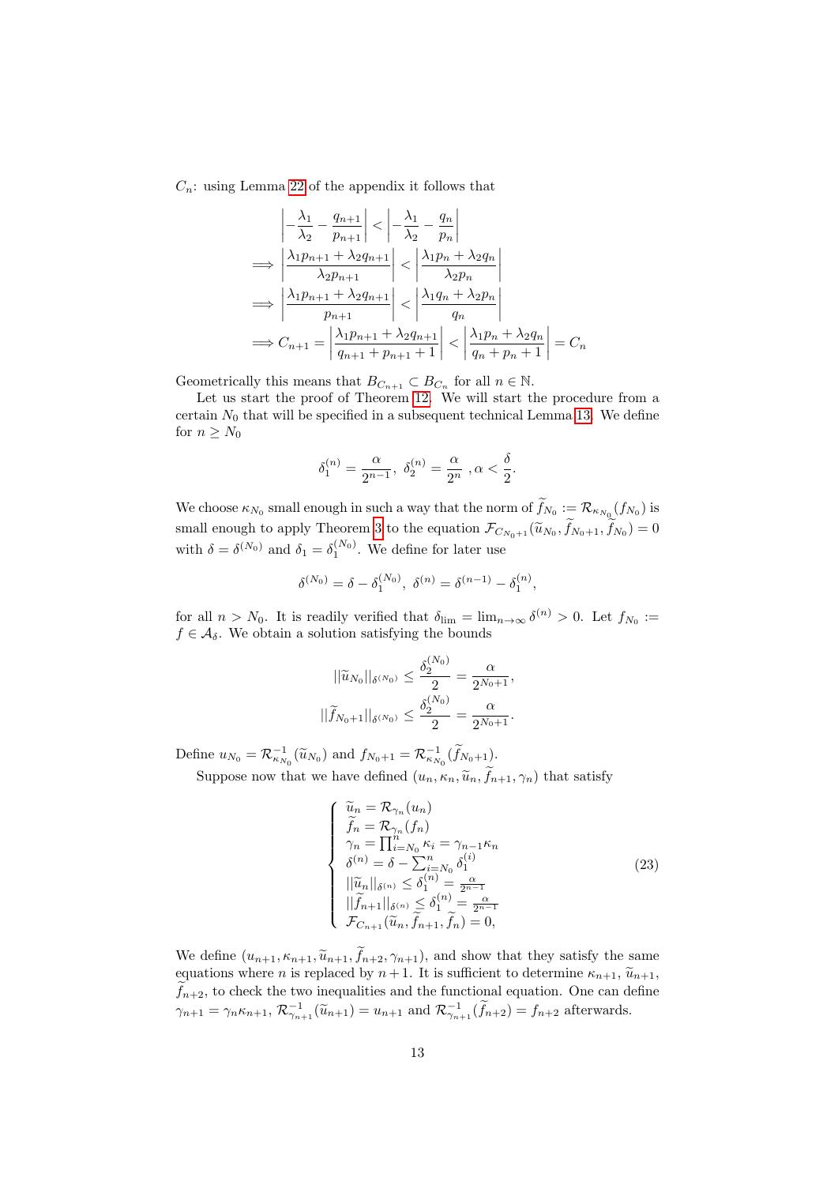$C_n$: using Lemma 22 of the appendix it follows that

$$
\begin{aligned}
&\left|-\frac{\lambda_1}{\lambda_2}-\frac{q_{n+1}}{p_{n+1}}\right| < \left|-\frac{\lambda_1}{\lambda_2}-\frac{q_n}{p_n}\right| \\
\implies &\left|\frac{\lambda_1 p_{n+1}+\lambda_2 q_{n+1}}{\lambda_2 p_{n+1}}\right| < \left|\frac{\lambda_1 p_n+\lambda_2 q_n}{\lambda_2 p_n}\right| \\
\implies &\left|\frac{\lambda_1 p_{n+1}+\lambda_2 q_{n+1}}{p_{n+1}}\right| < \left|\frac{\lambda_1 q_n+\lambda_2 p_n}{q_n}\right| \\
\implies &C_{n+1} = \left|\frac{\lambda_1 p_{n+1}+\lambda_2 q_{n+1}}{q_{n+1}+p_{n+1}+1}\right| < \left|\frac{\lambda_1 p_n+\lambda_2 q_n}{q_n+p_n+1}\right| = C_n
\end{aligned}
$$

Geometrically this means that $B_{C_{n+1}} \subset B_{C_n}$ for all $n \in \mathbb{N}$.

Let us start the proof of Theorem 12. We will start the procedure from a certain $N_0$ that will be specified in a subsequent technical Lemma 13. We define for $n \geq N_0$

$$
\delta_1^{(n)} = \frac{\alpha}{2^{n-1}},\ \delta_2^{(n)} = \frac{\alpha}{2^n}\ ,\alpha < \frac{\delta}{2}.
$$

We choose $\kappa_{N_0}$ small enough in such a way that the norm of $\widetilde{f}_{N_0} := \mathcal{R}_{\kappa_{N_0}}(f_{N_0})$ is small enough to apply Theorem 3 to the equation $\mathcal{F}_{C_{N_0+1}}(\widetilde{u}_{N_0}, \widetilde{f}_{N_0+1}, \widetilde{f}_{N_0}) = 0$ with $\delta = \delta^{(N_0)}$ and $\delta_1 = \delta_1^{(N_0)}$. We define for later use

$$
\delta^{(N_0)} = \delta - \delta_1^{(N_0)},\ \delta^{(n)} = \delta^{(n-1)} - \delta_1^{(n)},
$$

for all $n > N_0$. It is readily verified that $\delta_{\lim} = \lim_{n\to\infty} \delta^{(n)} > 0$. Let $f_{N_0} := f \in \mathcal{A}_\delta$. We obtain a solution satisfying the bounds

$$
\begin{aligned}
||\widetilde{u}_{N_0}||_{\delta^{(N_0)}} &\leq \frac{\delta_2^{(N_0)}}{2} = \frac{\alpha}{2^{N_0+1}}, \\
||\widetilde{f}_{N_0+1}||_{\delta^{(N_0)}} &\leq \frac{\delta_2^{(N_0)}}{2} = \frac{\alpha}{2^{N_0+1}}.
\end{aligned}
$$

Define $u_{N_0} = \mathcal{R}^{-1}_{\kappa_{N_0}}(\widetilde{u}_{N_0})$ and $f_{N_0+1} = \mathcal{R}^{-1}_{\kappa_{N_0}}(\widetilde{f}_{N_0+1})$.

Suppose now that we have defined $(u_n, \kappa_n, \widetilde{u}_n, \widetilde{f}_{n+1}, \gamma_n)$ that satisfy

$$
\left\{
\begin{array}{l}
\widetilde{u}_n = \mathcal{R}_{\gamma_n}(u_n) \\
\widetilde{f}_n = \mathcal{R}_{\gamma_n}(f_n) \\
\gamma_n = \prod_{i=N_0}^{n} \kappa_i = \gamma_{n-1}\kappa_n \\
\delta^{(n)} = \delta - \sum_{i=N_0}^{n} \delta_1^{(i)} \\
||\widetilde{u}_n||_{\delta^{(n)}} \leq \delta_1^{(n)} = \frac{\alpha}{2^{n-1}} \\
||\widetilde{f}_{n+1}||_{\delta^{(n)}} \leq \delta_1^{(n)} = \frac{\alpha}{2^{n-1}} \\
\mathcal{F}_{C_{n+1}}(\widetilde{u}_n, \widetilde{f}_{n+1}, \widetilde{f}_n) = 0,
\end{array}
\right.
\tag{23}
$$

We define $(u_{n+1}, \kappa_{n+1}, \widetilde{u}_{n+1}, \widetilde{f}_{n+2}, \gamma_{n+1})$, and show that they satisfy the same equations where $n$ is replaced by $n+1$. It is sufficient to determine $\kappa_{n+1}$, $\widetilde{u}_{n+1}$, $\widetilde{f}_{n+2}$, to check the two inequalities and the functional equation. One can define $\gamma_{n+1} = \gamma_n \kappa_{n+1}$, $\mathcal{R}^{-1}_{\gamma_{n+1}}(\widetilde{u}_{n+1}) = u_{n+1}$ and $\mathcal{R}^{-1}_{\gamma_{n+1}}(\widetilde{f}_{n+2}) = f_{n+2}$ afterwards.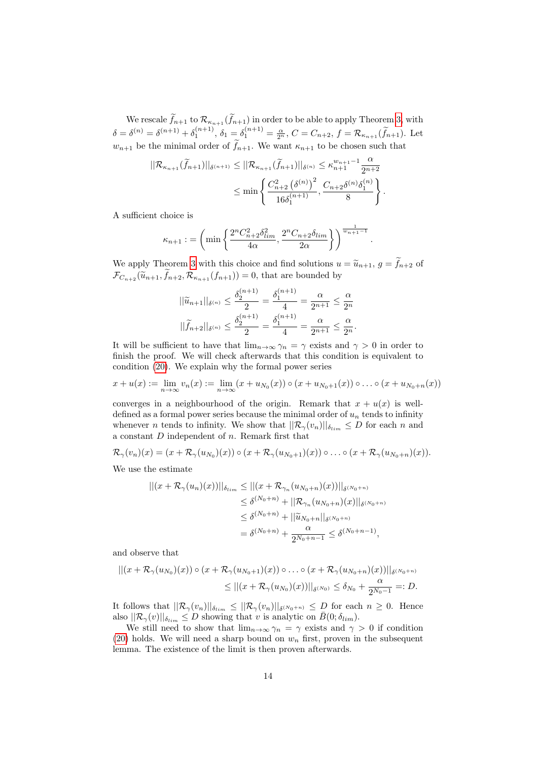We rescale $\widetilde{f}_{n+1}$ to $\mathcal{R}_{\kappa_{n+1}}(\widetilde{f}_{n+1})$ in order to be able to apply Theorem 3 with $\delta = \delta^{(n)} = \delta^{(n+1)} + \delta_1^{(n+1)}$, $\delta_1 = \delta_1^{(n+1)} = \frac{\alpha}{2^n}$, $C = C_{n+2}$, $f = \mathcal{R}_{\kappa_{n+1}}(\widetilde{f}_{n+1})$. Let $w_{n+1}$ be the minimal order of $\widetilde{f}_{n+1}$. We want $\kappa_{n+1}$ to be chosen such that

$$||\mathcal{R}_{\kappa_{n+1}}(\widetilde{f}_{n+1})||_{\delta^{(n+1)}} \leq ||\mathcal{R}_{\kappa_{n+1}}(\widetilde{f}_{n+1})||_{\delta^{(n)}} \leq \kappa_{n+1}^{w_{n+1}-1}\frac{\alpha}{2^{n+2}}$$
$$\leq \min\left\{\frac{C_{n+2}^2\left(\delta^{(n)}\right)^2}{16\delta_1^{(n+1)}}, \frac{C_{n+2}\delta^{(n)}\delta_1^{(n)}}{8}\right\}.$$

A sufficient choice is

$$\kappa_{n+1} := \left(\min\left\{\frac{2^n C_{n+2}^2\delta_{lim}^2}{4\alpha}, \frac{2^n C_{n+2}\delta_{lim}}{2\alpha}\right\}\right)^{\frac{1}{w_{n+1}-1}}.$$

We apply Theorem 3 with this choice and find solutions $u = \widetilde{u}_{n+1}$, $g = \widetilde{f}_{n+2}$ of $\mathcal{F}_{C_{n+2}}(\widetilde{u}_{n+1}, \widetilde{f}_{n+2}, \mathcal{R}_{\kappa_{n+1}}(f_{n+1})) = 0$, that are bounded by

$$||\widetilde{u}_{n+1}||_{\delta^{(n)}} \leq \frac{\delta_2^{(n+1)}}{2} = \frac{\delta_1^{(n+1)}}{4} = \frac{\alpha}{2^{n+1}} \leq \frac{\alpha}{2^n}$$
$$||\widetilde{f}_{n+2}||_{\delta^{(n)}} \leq \frac{\delta_2^{(n+1)}}{2} = \frac{\delta_1^{(n+1)}}{4} = \frac{\alpha}{2^{n+1}} \leq \frac{\alpha}{2^n}.$$

It will be sufficient to have that $\lim_{n\to\infty}\gamma_n = \gamma$ exists and $\gamma > 0$ in order to finish the proof. We will check afterwards that this condition is equivalent to condition (20). We explain why the formal power series

$$x + u(x) := \lim_{n\to\infty} v_n(x) := \lim_{n\to\infty}(x + u_{N_0}(x)) \circ (x + u_{N_0+1}(x)) \circ \ldots \circ (x + u_{N_0+n}(x))$$

converges in a neighbourhood of the origin. Remark that $x + u(x)$ is well-defined as a formal power series because the minimal order of $u_n$ tends to infinity whenever $n$ tends to infinity. We show that $||\mathcal{R}_\gamma(v_n)||_{\delta_{lim}} \leq D$ for each $n$ and a constant $D$ independent of $n$. Remark first that

$$\mathcal{R}_\gamma(v_n)(x) = (x + \mathcal{R}_\gamma(u_{N_0})(x)) \circ (x + \mathcal{R}_\gamma(u_{N_0+1})(x)) \circ \ldots \circ (x + \mathcal{R}_\gamma(u_{N_0+n})(x)).$$

We use the estimate

$$\begin{aligned}
||(x + \mathcal{R}_\gamma(u_n)(x))||_{\delta_{lim}} &\leq ||(x + \mathcal{R}_{\gamma_n}(u_{N_0+n})(x))||_{\delta^{(N_0+n)}} \\
&\leq \delta^{(N_0+n)} + ||\mathcal{R}_{\gamma_n}(u_{N_0+n})(x)||_{\delta^{(N_0+n)}} \\
&\leq \delta^{(N_0+n)} + ||\widetilde{u}_{N_0+n}||_{\delta^{(N_0+n)}} \\
&= \delta^{(N_0+n)} + \frac{\alpha}{2^{N_0+n-1}} \leq \delta^{(N_0+n-1)},
\end{aligned}$$

and observe that

$$\begin{aligned}
||(x + \mathcal{R}_\gamma(u_{N_0})(x)) \circ (x + \mathcal{R}_\gamma(u_{N_0+1})(x)) \circ \ldots \circ (x + \mathcal{R}_\gamma(u_{N_0+n})(x))||_{\delta^{(N_0+n)}}& \\
\leq ||(x + \mathcal{R}_\gamma(u_{N_0})(x))||_{\delta^{(N_0)}} \leq \delta_{N_0} + \frac{\alpha}{2^{N_0-1}} =: D.&
\end{aligned}$$

It follows that $||\mathcal{R}_\gamma(v_n)||_{\delta_{lim}} \leq ||\mathcal{R}_\gamma(v_n)||_{\delta^{(N_0+n)}} \leq D$ for each $n \geq 0$. Hence also $||\mathcal{R}_\gamma(v)||_{\delta_{lim}} \leq D$ showing that $v$ is analytic on $\bar{B}(0; \delta_{lim})$.

We still need to show that $\lim_{n\to\infty}\gamma_n = \gamma$ exists and $\gamma > 0$ if condition (20) holds. We will need a sharp bound on $w_n$ first, proven in the subsequent lemma. The existence of the limit is then proven afterwards.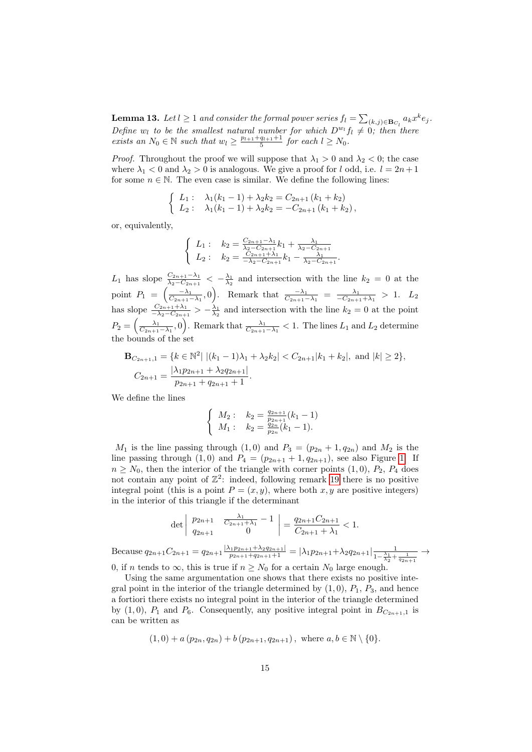**Lemma 13.** *Let $l \geq 1$ and consider the formal power series $f_l = \sum_{(k,j)\in \mathbf{B}_{C_l}} a_k x^k e_j$. Define $w_l$ to be the smallest natural number for which $D^{w_l} f_l \neq 0$; then there exists an $N_0 \in \mathbb{N}$ such that $w_l \geq \frac{p_{l+1}+q_{l+1}+1}{5}$ for each $l \geq N_0$.*

*Proof.* Throughout the proof we will suppose that $\lambda_1 > 0$ and $\lambda_2 < 0$; the case where $\lambda_1 < 0$ and $\lambda_2 > 0$ is analogous. We give a proof for $l$ odd, i.e. $l = 2n+1$ for some $n \in \mathbb{N}$. The even case is similar. We define the following lines:

$$\begin{cases} L_1: \quad \lambda_1(k_1 - 1) + \lambda_2 k_2 = C_{2n+1}(k_1 + k_2) \\ L_2: \quad \lambda_1(k_1 - 1) + \lambda_2 k_2 = -C_{2n+1}(k_1 + k_2), \end{cases}$$

or, equivalently,

$$\begin{cases} L_1: \quad k_2 = \frac{C_{2n+1}-\lambda_1}{\lambda_2 - C_{2n+1}} k_1 + \frac{\lambda_1}{\lambda_2 - C_{2n+1}} \\ L_2: \quad k_2 = \frac{C_{2n+1}+\lambda_1}{-\lambda_2 - C_{2n+1}} k_1 - \frac{\lambda_1}{\lambda_2 - C_{2n+1}}. \end{cases}$$

$L_1$ has slope $\frac{C_{2n+1}-\lambda_1}{\lambda_2 - C_{2n+1}} < -\frac{\lambda_1}{\lambda_2}$ and intersection with the line $k_2 = 0$ at the point $P_1 = \left(\frac{-\lambda_1}{C_{2n+1}-\lambda_1}, 0\right)$. Remark that $\frac{-\lambda_1}{C_{2n+1}-\lambda_1} = \frac{\lambda_1}{-C_{2n+1}+\lambda_1} > 1$. $L_2$ has slope $\frac{C_{2n+1}+\lambda_1}{-\lambda_2 - C_{2n+1}} > -\frac{\lambda_1}{\lambda_2}$ and intersection with the line $k_2 = 0$ at the point $P_2 = \left(\frac{\lambda_1}{C_{2n+1}-\lambda_1}, 0\right)$. Remark that $\frac{\lambda_1}{C_{2n+1}-\lambda_1} < 1$. The lines $L_1$ and $L_2$ determine the bounds of the set

$$\mathbf{B}_{C_{2n+1},1} = \{k \in \mathbb{N}^2 | \, |(k_1 - 1)\lambda_1 + \lambda_2 k_2| < C_{2n+1}|k_1 + k_2|, \text{ and } |k| \geq 2\},$$
$$C_{2n+1} = \frac{|\lambda_1 p_{2n+1} + \lambda_2 q_{2n+1}|}{p_{2n+1} + q_{2n+1} + 1}.$$

We define the lines

$$\begin{cases} M_2: \quad k_2 = \frac{q_{2n+1}}{p_{2n+1}}(k_1 - 1) \\ M_1: \quad k_2 = \frac{q_{2n}}{p_{2n}}(k_1 - 1). \end{cases}$$

$M_1$ is the line passing through $(1,0)$ and $P_3 = (p_{2n}+1, q_{2n})$ and $M_2$ is the line passing through $(1,0)$ and $P_4 = (p_{2n+1}+1, q_{2n+1})$, see also Figure 1. If $n \geq N_0$, then the interior of the triangle with corner points $(1,0)$, $P_2$, $P_4$ does not contain any point of $\mathbb{Z}^2$: indeed, following remark 19 there is no positive integral point (this is a point $P = (x,y)$, where both $x, y$ are positive integers) in the interior of this triangle if the determinant

$$\det \begin{vmatrix} p_{2n+1} & \frac{\lambda_1}{C_{2n+1}+\lambda_1} - 1 \\ q_{2n+1} & 0 \end{vmatrix} = \frac{q_{2n+1}C_{2n+1}}{C_{2n+1}+\lambda_1} < 1.$$

Because $q_{2n+1}C_{2n+1} = q_{2n+1}\frac{|\lambda_1 p_{2n+1}+\lambda_2 q_{2n+1}|}{p_{2n+1}+q_{2n+1}+1} = |\lambda_1 p_{2n+1}+\lambda_2 q_{2n+1}|\frac{1}{1-\frac{\lambda_1}{\lambda_2}+\frac{1}{q_{2n+1}}} \to 0$, if $n$ tends to $\infty$, this is true if $n \geq N_0$ for a certain $N_0$ large enough.

Using the same argumentation one shows that there exists no positive integral point in the interior of the triangle determined by $(1,0)$, $P_1$, $P_3$, and hence a fortiori there exists no integral point in the interior of the triangle determined by $(1,0)$, $P_1$ and $P_6$. Consequently, any positive integral point in $B_{C_{2n+1},1}$ is can be written as

$$(1,0) + a\,(p_{2n}, q_{2n}) + b\,(p_{2n+1}, q_{2n+1}), \text{ where } a, b \in \mathbb{N} \setminus \{0\}.$$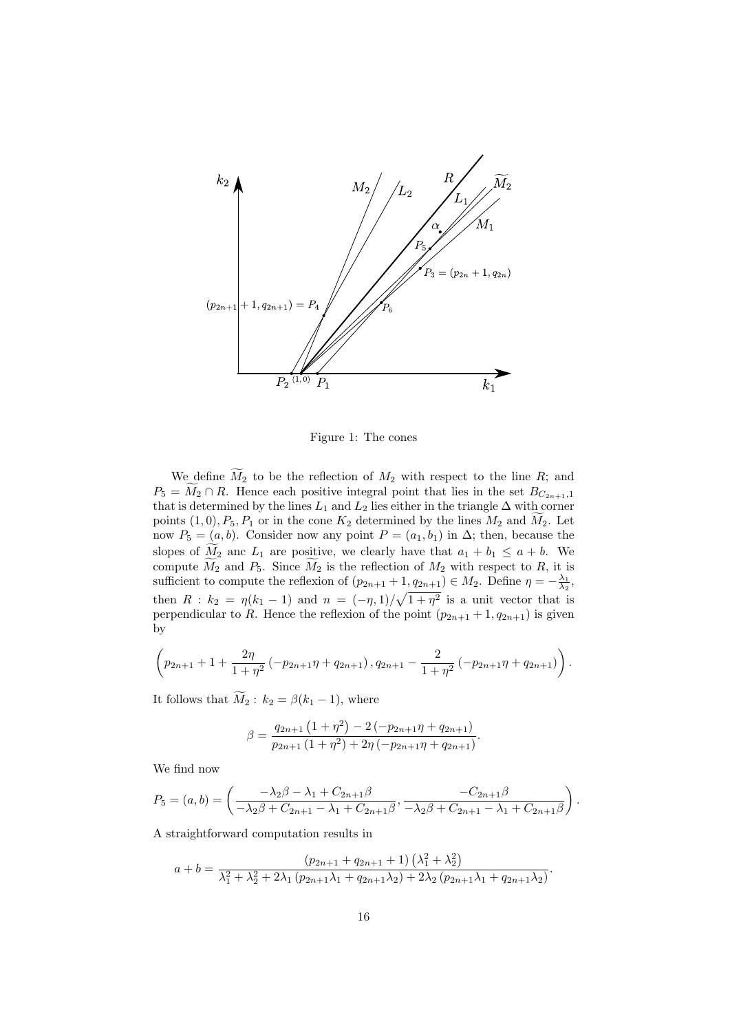Figure 1: The cones

We define $\widetilde{M}_2$ to be the reflection of $M_2$ with respect to the line $R$; and $P_5 = \widetilde{M}_2 \cap R$. Hence each positive integral point that lies in the set $B_{C_{2n+1},1}$ that is determined by the lines $L_1$ and $L_2$ lies either in the triangle $\Delta$ with corner points $(1,0), P_5, P_1$ or in the cone $K_2$ determined by the lines $M_2$ and $\widetilde{M}_2$. Let now $P_5 = (a,b)$. Consider now any point $P = (a_1, b_1)$ in $\Delta$; then, because the slopes of $\widetilde{M}_2$ anc $L_1$ are positive, we clearly have that $a_1 + b_1 \leq a + b$. We compute $\widetilde{M}_2$ and $P_5$. Since $\widetilde{M}_2$ is the reflection of $M_2$ with respect to $R$, it is sufficient to compute the reflexion of $(p_{2n+1}+1, q_{2n+1}) \in M_2$. Define $\eta = -\frac{\lambda_1}{\lambda_2}$, then $R : k_2 = \eta(k_1 - 1)$ and $n = (-\eta, 1)/\sqrt{1+\eta^2}$ is a unit vector that is perpendicular to $R$. Hence the reflexion of the point $(p_{2n+1}+1, q_{2n+1})$ is given by

$$\left(p_{2n+1} + 1 + \frac{2\eta}{1+\eta^2}\left(-p_{2n+1}\eta + q_{2n+1}\right), q_{2n+1} - \frac{2}{1+\eta^2}\left(-p_{2n+1}\eta + q_{2n+1}\right)\right).$$

It follows that $\widetilde{M}_2 : \ k_2 = \beta(k_1 - 1)$, where

$$\beta = \frac{q_{2n+1}\left(1+\eta^2\right) - 2\left(-p_{2n+1}\eta + q_{2n+1}\right)}{p_{2n+1}\left(1+\eta^2\right) + 2\eta\left(-p_{2n+1}\eta + q_{2n+1}\right)}.$$

We find now

$$P_5 = (a,b) = \left(\frac{-\lambda_2\beta - \lambda_1 + C_{2n+1}\beta}{-\lambda_2\beta + C_{2n+1} - \lambda_1 + C_{2n+1}\beta}, \frac{-C_{2n+1}\beta}{-\lambda_2\beta + C_{2n+1} - \lambda_1 + C_{2n+1}\beta}\right).$$

A straightforward computation results in

$$a + b = \frac{\left(p_{2n+1} + q_{2n+1} + 1\right)\left(\lambda_1^2 + \lambda_2^2\right)}{\lambda_1^2 + \lambda_2^2 + 2\lambda_1\left(p_{2n+1}\lambda_1 + q_{2n+1}\lambda_2\right) + 2\lambda_2\left(p_{2n+1}\lambda_1 + q_{2n+1}\lambda_2\right)}.$$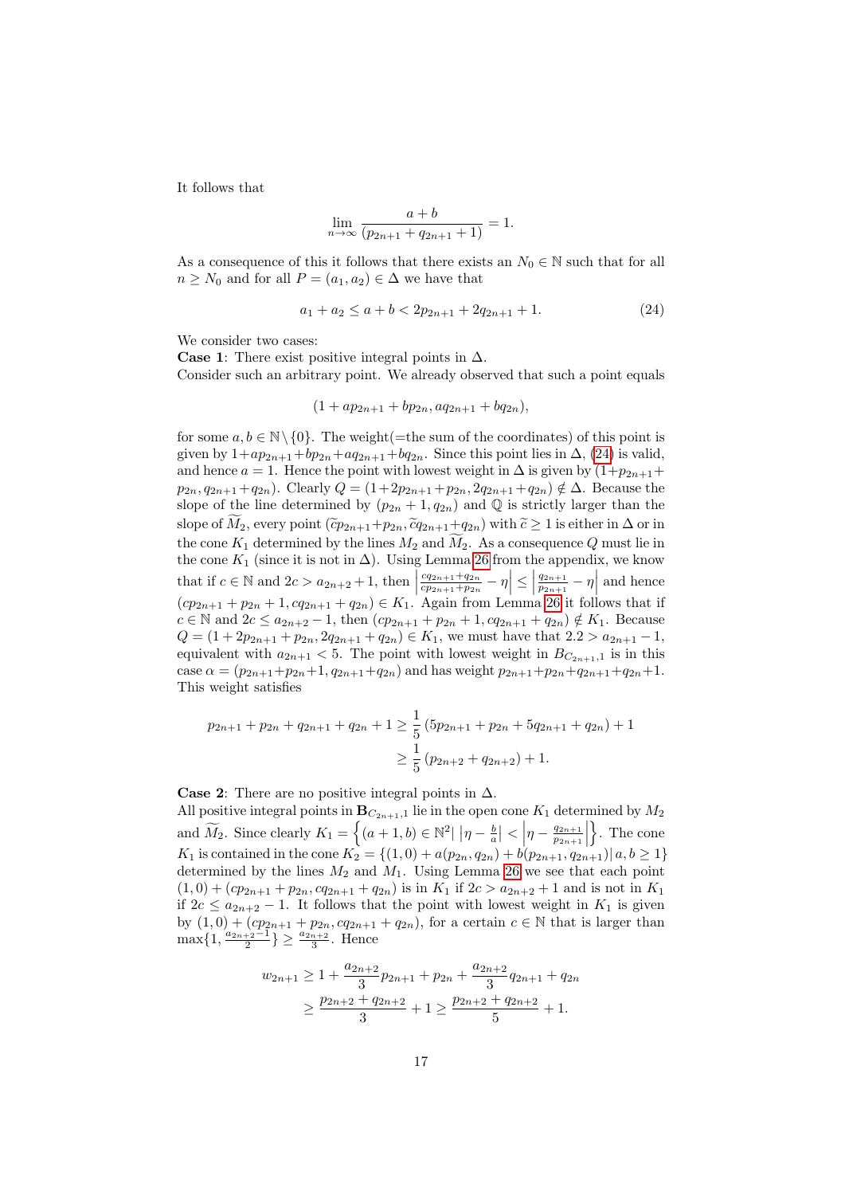It follows that

$$\lim_{n\to\infty} \frac{a+b}{(p_{2n+1}+q_{2n+1}+1)} = 1.$$

As a consequence of this it follows that there exists an $N_0 \in \mathbb{N}$ such that for all $n \geq N_0$ and for all $P = (a_1, a_2) \in \Delta$ we have that

$$a_1 + a_2 \leq a + b < 2p_{2n+1} + 2q_{2n+1} + 1. \tag{24}$$

We consider two cases:
**Case 1**: There exist positive integral points in $\Delta$.
Consider such an arbitrary point. We already observed that such a point equals

$$(1 + ap_{2n+1} + bp_{2n}, aq_{2n+1} + bq_{2n}),$$

for some $a, b \in \mathbb{N}\backslash\{0\}$. The weight(=the sum of the coordinates) of this point is given by $1 + ap_{2n+1} + bp_{2n} + aq_{2n+1} + bq_{2n}$. Since this point lies in $\Delta$, (24) is valid, and hence $a = 1$. Hence the point with lowest weight in $\Delta$ is given by $(1 + p_{2n+1} + p_{2n}, q_{2n+1} + q_{2n})$. Clearly $Q = (1 + 2p_{2n+1} + p_{2n}, 2q_{2n+1} + q_{2n}) \notin \Delta$. Because the slope of the line determined by $(p_{2n} + 1, q_{2n})$ and $\mathbb{Q}$ is strictly larger than the slope of $\widetilde{M}_2$, every point $(\widetilde{c}p_{2n+1} + p_{2n}, \widetilde{c}q_{2n+1} + q_{2n})$ with $\widetilde{c} \geq 1$ is either in $\Delta$ or in the cone $K_1$ determined by the lines $M_2$ and $\widetilde{M}_2$. As a consequence $Q$ must lie in the cone $K_1$ (since it is not in $\Delta$). Using Lemma 26 from the appendix, we know that if $c \in \mathbb{N}$ and $2c > a_{2n+2} + 1$, then $\left|\frac{cq_{2n+1}+q_{2n}}{cp_{2n+1}+p_{2n}} - \eta\right| \leq \left|\frac{q_{2n+1}}{p_{2n+1}} - \eta\right|$ and hence $(cp_{2n+1} + p_{2n} + 1, cq_{2n+1} + q_{2n}) \in K_1$. Again from Lemma 26 it follows that if $c \in \mathbb{N}$ and $2c \leq a_{2n+2} - 1$, then $(cp_{2n+1} + p_{2n} + 1, cq_{2n+1} + q_{2n}) \notin K_1$. Because $Q = (1 + 2p_{2n+1} + p_{2n}, 2q_{2n+1} + q_{2n}) \in K_1$, we must have that $2.2 > a_{2n+1} - 1$, equivalent with $a_{2n+1} < 5$. The point with lowest weight in $B_{C_{2n+1},1}$ is in this case $\alpha = (p_{2n+1} + p_{2n} + 1, q_{2n+1} + q_{2n})$ and has weight $p_{2n+1} + p_{2n} + q_{2n+1} + q_{2n} + 1$. This weight satisfies

$$\begin{aligned}
p_{2n+1} + p_{2n} + q_{2n+1} + q_{2n} + 1 &\geq \frac{1}{5}\left(5p_{2n+1} + p_{2n} + 5q_{2n+1} + q_{2n}\right) + 1 \\
&\geq \frac{1}{5}\left(p_{2n+2} + q_{2n+2}\right) + 1.
\end{aligned}$$

**Case 2**: There are no positive integral points in $\Delta$.
All positive integral points in $\mathbf{B}_{C_{2n+1},1}$ lie in the open cone $K_1$ determined by $M_2$ and $\widetilde{M}_2$. Since clearly $K_1 = \left\{(a+1, b) \in \mathbb{N}^2 \middle| \left|\eta - \frac{b}{a}\right| < \left|\eta - \frac{q_{2n+1}}{p_{2n+1}}\right|\right\}$. The cone $K_1$ is contained in the cone $K_2 = \{(1, 0) + a(p_{2n}, q_{2n}) + b(p_{2n+1}, q_{2n+1}) | \, a, b \geq 1\}$ determined by the lines $M_2$ and $M_1$. Using Lemma 26 we see that each point $(1, 0) + (cp_{2n+1} + p_{2n}, cq_{2n+1} + q_{2n})$ is in $K_1$ if $2c > a_{2n+2} + 1$ and is not in $K_1$ if $2c \leq a_{2n+2} - 1$. It follows that the point with lowest weight in $K_1$ is given by $(1, 0) + (cp_{2n+1} + p_{2n}, cq_{2n+1} + q_{2n})$, for a certain $c \in \mathbb{N}$ that is larger than $\max\{1, \frac{a_{2n+2}-1}{2}\} \geq \frac{a_{2n+2}}{3}$. Hence

$$\begin{aligned}
w_{2n+1} &\geq 1 + \frac{a_{2n+2}}{3} p_{2n+1} + p_{2n} + \frac{a_{2n+2}}{3} q_{2n+1} + q_{2n} \\
&\geq \frac{p_{2n+2} + q_{2n+2}}{3} + 1 \geq \frac{p_{2n+2} + q_{2n+2}}{5} + 1.
\end{aligned}$$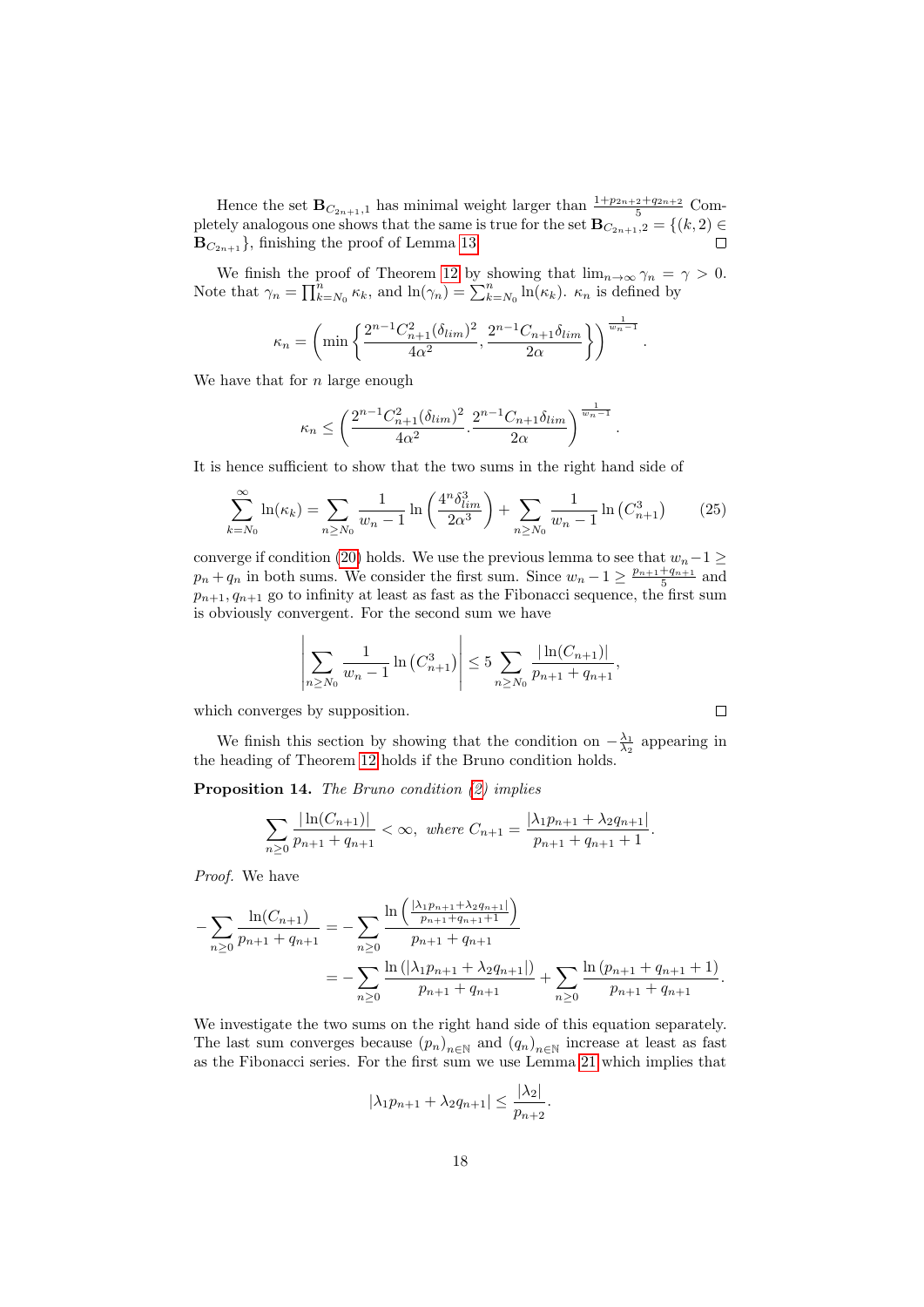Hence the set $\mathbf{B}_{C_{2n+1},1}$ has minimal weight larger than $\frac{1+p_{2n+2}+q_{2n+2}}{5}$ Completely analogous one shows that the same is true for the set $\mathbf{B}_{C_{2n+1},2} = \{(k,2) \in \mathbf{B}_{C_{2n+1}}\}$, finishing the proof of Lemma 13. □

We finish the proof of Theorem 12 by showing that $\lim_{n\to\infty} \gamma_n = \gamma > 0$. Note that $\gamma_n = \prod_{k=N_0}^n \kappa_k$, and $\ln(\gamma_n) = \sum_{k=N_0}^n \ln(\kappa_k)$. $\kappa_n$ is defined by

$$\kappa_n = \left( \min\left\{ \frac{2^{n-1}C_{n+1}^2(\delta_{lim})^2}{4\alpha^2}, \frac{2^{n-1}C_{n+1}\delta_{lim}}{2\alpha} \right\} \right)^{\frac{1}{w_n - 1}}.$$

We have that for $n$ large enough

$$\kappa_n \leq \left( \frac{2^{n-1}C_{n+1}^2(\delta_{lim})^2}{4\alpha^2} . \frac{2^{n-1}C_{n+1}\delta_{lim}}{2\alpha} \right)^{\frac{1}{w_n - 1}}.$$

It is hence sufficient to show that the two sums in the right hand side of

$$\sum_{k=N_0}^{\infty} \ln(\kappa_k) = \sum_{n\geq N_0} \frac{1}{w_n - 1} \ln\left( \frac{4^n \delta_{lim}^3}{2\alpha^3} \right) + \sum_{n\geq N_0} \frac{1}{w_n - 1} \ln\left( C_{n+1}^3 \right) \tag{25}$$

converge if condition (20) holds. We use the previous lemma to see that $w_n - 1 \geq p_n + q_n$ in both sums. We consider the first sum. Since $w_n - 1 \geq \frac{p_{n+1}+q_{n+1}}{5}$ and $p_{n+1}, q_{n+1}$ go to infinity at least as fast as the Fibonacci sequence, the first sum is obviously convergent. For the second sum we have

$$\left| \sum_{n\geq N_0} \frac{1}{w_n - 1} \ln\left( C_{n+1}^3 \right) \right| \leq 5 \sum_{n\geq N_0} \frac{|\ln(C_{n+1})|}{p_{n+1} + q_{n+1}},$$

which converges by supposition. □

We finish this section by showing that the condition on $-\frac{\lambda_1}{\lambda_2}$ appearing in the heading of Theorem 12 holds if the Bruno condition holds.

**Proposition 14.** *The Bruno condition (2) implies*

$$\sum_{n\geq 0} \frac{|\ln(C_{n+1})|}{p_{n+1} + q_{n+1}} < \infty, \text{ where } C_{n+1} = \frac{|\lambda_1 p_{n+1} + \lambda_2 q_{n+1}|}{p_{n+1} + q_{n+1} + 1}.$$

*Proof.* We have

$$\begin{aligned}
-\sum_{n\geq 0} \frac{\ln(C_{n+1})}{p_{n+1} + q_{n+1}} &= -\sum_{n\geq 0} \frac{\ln\left( \frac{|\lambda_1 p_{n+1} + \lambda_2 q_{n+1}|}{p_{n+1}+q_{n+1}+1} \right)}{p_{n+1} + q_{n+1}} \\
&= -\sum_{n\geq 0} \frac{\ln\left( |\lambda_1 p_{n+1} + \lambda_2 q_{n+1}| \right)}{p_{n+1} + q_{n+1}} + \sum_{n\geq 0} \frac{\ln\left( p_{n+1} + q_{n+1} + 1 \right)}{p_{n+1} + q_{n+1}}.
\end{aligned}$$

We investigate the two sums on the right hand side of this equation separately. The last sum converges because $(p_n)_{n\in\mathbb{N}}$ and $(q_n)_{n\in\mathbb{N}}$ increase at least as fast as the Fibonacci series. For the first sum we use Lemma 21 which implies that

$$|\lambda_1 p_{n+1} + \lambda_2 q_{n+1}| \leq \frac{|\lambda_2|}{p_{n+2}}.$$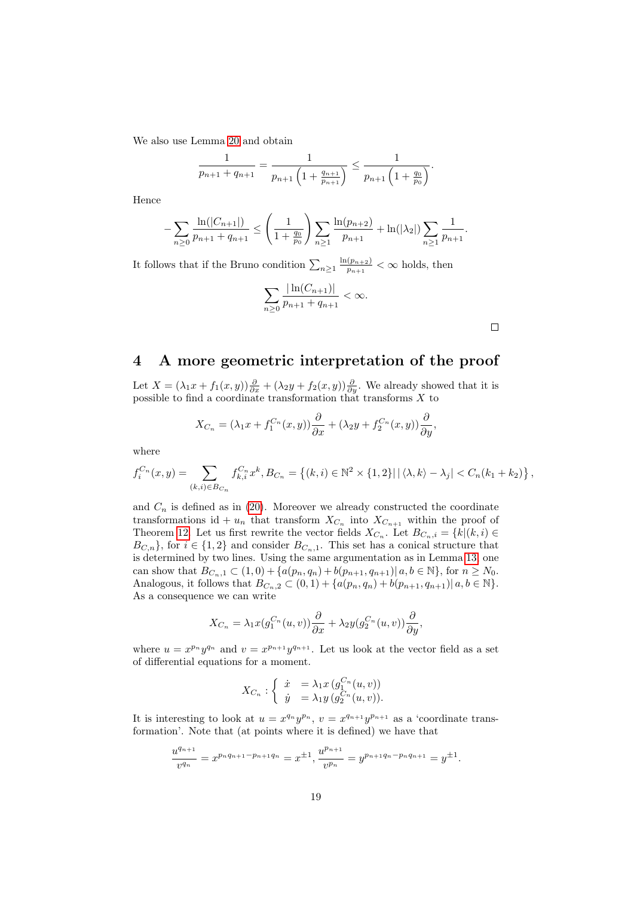We also use Lemma 20 and obtain

$$\frac{1}{p_{n+1}+q_{n+1}} = \frac{1}{p_{n+1}\left(1+\frac{q_{n+1}}{p_{n+1}}\right)} \leq \frac{1}{p_{n+1}\left(1+\frac{q_0}{p_0}\right)}.$$

Hence

$$-\sum_{n\geq 0}\frac{\ln(|C_{n+1}|)}{p_{n+1}+q_{n+1}} \leq \left(\frac{1}{1+\frac{q_0}{p_0}}\right)\sum_{n\geq 1}\frac{\ln(p_{n+2})}{p_{n+1}} + \ln(|\lambda_2|)\sum_{n\geq 1}\frac{1}{p_{n+1}}.$$

It follows that if the Bruno condition $\sum_{n\geq 1}\frac{\ln(p_{n+2})}{p_{n+1}} < \infty$ holds, then

$$\sum_{n\geq 0}\frac{|\ln(C_{n+1})|}{p_{n+1}+q_{n+1}} < \infty.$$

□

## 4 A more geometric interpretation of the proof

Let $X = (\lambda_1 x + f_1(x,y))\frac{\partial}{\partial x} + (\lambda_2 y + f_2(x,y))\frac{\partial}{\partial y}$. We already showed that it is possible to find a coordinate transformation that transforms $X$ to

$$X_{C_n} = (\lambda_1 x + f_1^{C_n}(x,y))\frac{\partial}{\partial x} + (\lambda_2 y + f_2^{C_n}(x,y))\frac{\partial}{\partial y},$$

where

$$f_i^{C_n}(x,y) = \sum_{(k,i)\in B_{C_n}} f_{k,i}^{C_n} x^k, B_{C_n} = \left\{(k,i)\in\mathbb{N}^2\times\{1,2\} \mid |\langle\lambda,k\rangle - \lambda_j| < C_n(k_1+k_2)\right\},$$

and $C_n$ is defined as in (20). Moreover we already constructed the coordinate transformations id $+\, u_n$ that transform $X_{C_n}$ into $X_{C_{n+1}}$ within the proof of Theorem 12. Let us first rewrite the vector fields $X_{C_n}$. Let $B_{C_n,i} = \{k|(k,i)\in B_{C,n}\}$, for $i\in\{1,2\}$ and consider $B_{C_n,1}$. This set has a conical structure that is determined by two lines. Using the same argumentation as in Lemma 13, one can show that $B_{C_n,1}\subset(1,0)+\{a(p_n,q_n)+b(p_{n+1},q_{n+1})|\, a,b\in\mathbb{N}\}$, for $n\geq N_0$. Analogous, it follows that $B_{C_n,2}\subset(0,1)+\{a(p_n,q_n)+b(p_{n+1},q_{n+1})|\, a,b\in\mathbb{N}\}$. As a consequence we can write

$$X_{C_n} = \lambda_1 x(g_1^{C_n}(u,v))\frac{\partial}{\partial x} + \lambda_2 y(g_2^{C_n}(u,v))\frac{\partial}{\partial y},$$

where $u = x^{p_n}y^{q_n}$ and $v = x^{p_{n+1}}y^{q_{n+1}}$. Let us look at the vector field as a set of differential equations for a moment.

$$X_{C_n} : \left\{ \begin{array}{ll} \dot{x} & = \lambda_1 x\,(g_1^{C_n}(u,v)) \\ \dot{y} & = \lambda_1 y\,(g_2^{C_n}(u,v)). \end{array} \right.$$

It is interesting to look at $u = x^{q_n}y^{p_n}$, $v = x^{q_{n+1}}y^{p_{n+1}}$ as a 'coordinate transformation'. Note that (at points where it is defined) we have that

$$\frac{u^{q_{n+1}}}{v^{q_n}} = x^{p_n q_{n+1} - p_{n+1}q_n} = x^{\pm 1}, \frac{u^{p_{n+1}}}{v^{p_n}} = y^{p_{n+1}q_n - p_n q_{n+1}} = y^{\pm 1}.$$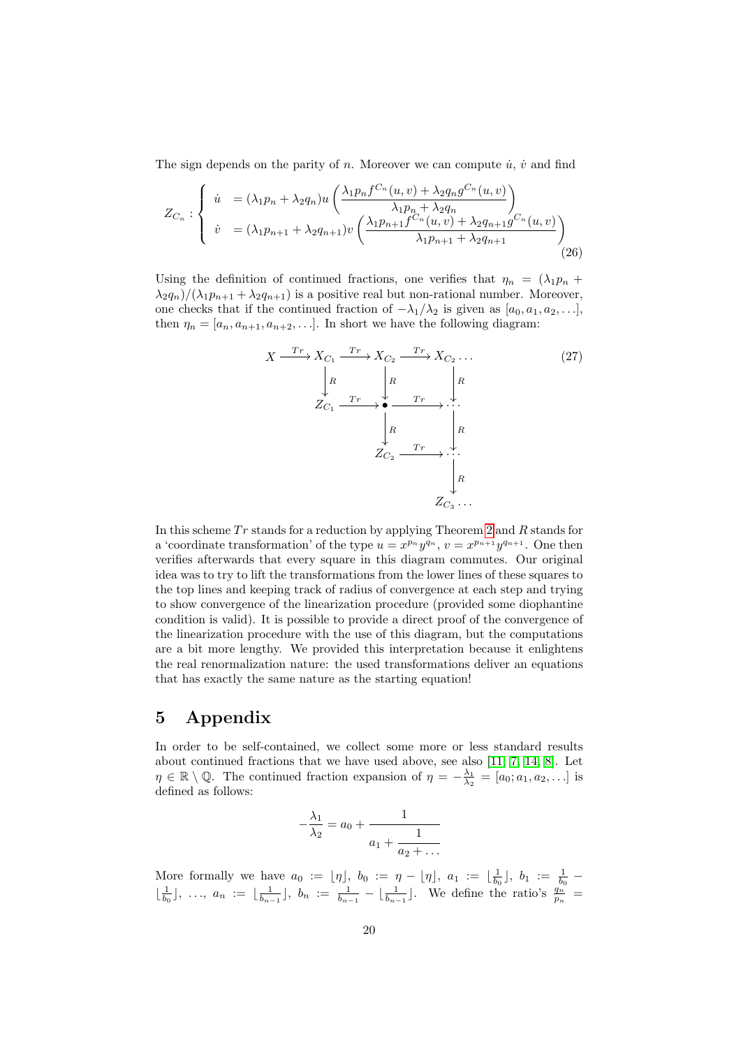The sign depends on the parity of $n$. Moreover we can compute $\dot{u}$, $\dot{v}$ and find

$$
Z_{C_n}: \begin{cases} \dot{u} &= (\lambda_1 p_n + \lambda_2 q_n) u \left( \dfrac{\lambda_1 p_n f^{C_n}(u,v) + \lambda_2 q_n g^{C_n}(u,v)}{\lambda_1 p_n + \lambda_2 q_n} \right) \\ \dot{v} &= (\lambda_1 p_{n+1} + \lambda_2 q_{n+1}) v \left( \dfrac{\lambda_1 p_{n+1} f^{C_n}(u,v) + \lambda_2 q_{n+1} g^{C_n}(u,v)}{\lambda_1 p_{n+1} + \lambda_2 q_{n+1}} \right) \end{cases} \tag{26}
$$

Using the definition of continued fractions, one verifies that $\eta_n = (\lambda_1 p_n + \lambda_2 q_n)/(\lambda_1 p_{n+1} + \lambda_2 q_{n+1})$ is a positive real but non-rational number. Moreover, one checks that if the continued fraction of $-\lambda_1/\lambda_2$ is given as $[a_0, a_1, a_2, \ldots]$, then $\eta_n = [a_n, a_{n+1}, a_{n+2}, \ldots]$. In short we have the following diagram:

$$
\begin{array}{ccccccc}
X & \xrightarrow{Tr} & X_{C_1} & \xrightarrow{Tr} & X_{C_2} & \xrightarrow{Tr} & X_{C_2} \ldots \\
 & & \downarrow R & & \downarrow R & & \downarrow R \\
 & & Z_{C_1} & \xrightarrow{Tr} & \bullet & \xrightarrow{Tr} & \cdots \\
 & & & & \downarrow R & & \downarrow R \\
 & & & & Z_{C_2} & \xrightarrow{Tr} & \cdots \\
 & & & & & & \downarrow R \\
 & & & & & & Z_{C_3} \ldots
\end{array} \tag{27}
$$

In this scheme $Tr$ stands for a reduction by applying Theorem 2 and $R$ stands for a 'coordinate transformation' of the type $u = x^{p_n} y^{q_n}$, $v = x^{p_{n+1}} y^{q_{n+1}}$. One then verifies afterwards that every square in this diagram commutes. Our original idea was to try to lift the transformations from the lower lines of these squares to the top lines and keeping track of radius of convergence at each step and trying to show convergence of the linearization procedure (provided some diophantine condition is valid). It is possible to provide a direct proof of the convergence of the linearization procedure with the use of this diagram, but the computations are a bit more lengthy. We provided this interpretation because it enlightens the real renormalization nature: the used transformations deliver an equations that has exactly the same nature as the starting equation!

# 5 Appendix

In order to be self-contained, we collect some more or less standard results about continued fractions that we have used above, see also [11, 7, 14, 8]. Let $\eta \in \mathbb{R} \setminus \mathbb{Q}$. The continued fraction expansion of $\eta = -\frac{\lambda_1}{\lambda_2} = [a_0; a_1, a_2, \ldots]$ is defined as follows:

$$
-\frac{\lambda_1}{\lambda_2} = a_0 + \cfrac{1}{a_1 + \cfrac{1}{a_2 + \ldots}}
$$

More formally we have $a_0 := \lfloor \eta \rfloor$, $b_0 := \eta - \lfloor \eta \rfloor$, $a_1 := \lfloor \frac{1}{b_0} \rfloor$, $b_1 := \frac{1}{b_0} - \lfloor \frac{1}{b_0} \rfloor$, $\ldots$, $a_n := \lfloor \frac{1}{b_{n-1}} \rfloor$, $b_n := \frac{1}{b_{n-1}} - \lfloor \frac{1}{b_{n-1}} \rfloor$. We define the ratio's $\frac{q_n}{p_n} =$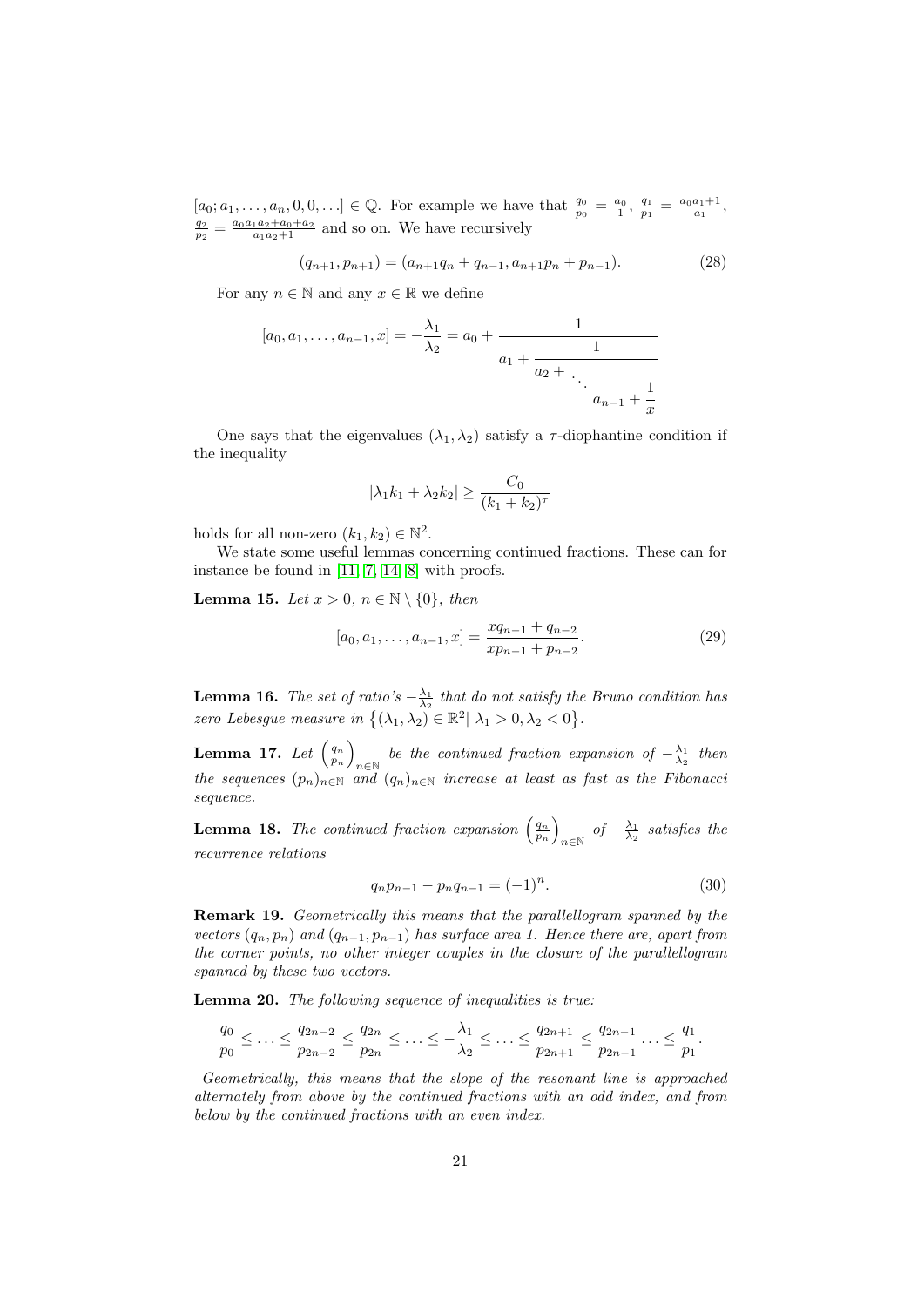$[a_0; a_1, \ldots, a_n, 0, 0, \ldots] \in \mathbb{Q}$. For example we have that $\frac{q_0}{p_0} = \frac{a_0}{1}$, $\frac{q_1}{p_1} = \frac{a_0 a_1 + 1}{a_1}$, $\frac{q_2}{p_2} = \frac{a_0 a_1 a_2 + a_0 + a_2}{a_1 a_2 + 1}$ and so on. We have recursively

$$(q_{n+1}, p_{n+1}) = (a_{n+1} q_n + q_{n-1}, a_{n+1} p_n + p_{n-1}). \tag{28}$$

For any $n \in \mathbb{N}$ and any $x \in \mathbb{R}$ we define

$$[a_0, a_1, \ldots, a_{n-1}, x] = -\frac{\lambda_1}{\lambda_2} = a_0 + \cfrac{1}{a_1 + \cfrac{1}{a_2 + \ddots \cfrac{}{a_{n-1} + \cfrac{1}{x}}}}$$

One says that the eigenvalues $(\lambda_1, \lambda_2)$ satisfy a $\tau$-diophantine condition if the inequality

$$|\lambda_1 k_1 + \lambda_2 k_2| \geq \frac{C_0}{(k_1 + k_2)^\tau}$$

holds for all non-zero $(k_1, k_2) \in \mathbb{N}^2$.

We state some useful lemmas concerning continued fractions. These can for instance be found in [11, 7, 14, 8] with proofs.

**Lemma 15.** *Let $x > 0$, $n \in \mathbb{N} \setminus \{0\}$, then*

$$[a_0, a_1, \ldots, a_{n-1}, x] = \frac{x q_{n-1} + q_{n-2}}{x p_{n-1} + p_{n-2}}. \tag{29}$$

**Lemma 16.** *The set of ratio's $-\frac{\lambda_1}{\lambda_2}$ that do not satisfy the Bruno condition has zero Lebesgue measure in $\left\{(\lambda_1, \lambda_2) \in \mathbb{R}^2 \middle| \lambda_1 > 0, \lambda_2 < 0\right\}$.*

**Lemma 17.** *Let $\left(\frac{q_n}{p_n}\right)_{n \in \mathbb{N}}$ be the continued fraction expansion of $-\frac{\lambda_1}{\lambda_2}$ then the sequences $(p_n)_{n \in \mathbb{N}}$ and $(q_n)_{n \in \mathbb{N}}$ increase at least as fast as the Fibonacci sequence.*

**Lemma 18.** *The continued fraction expansion $\left(\frac{q_n}{p_n}\right)_{n \in \mathbb{N}}$ of $-\frac{\lambda_1}{\lambda_2}$ satisfies the recurrence relations*

$$q_n p_{n-1} - p_n q_{n-1} = (-1)^n. \tag{30}$$

**Remark 19.** *Geometrically this means that the parallellogram spanned by the vectors $(q_n, p_n)$ and $(q_{n-1}, p_{n-1})$ has surface area 1. Hence there are, apart from the corner points, no other integer couples in the closure of the parallellogram spanned by these two vectors.*

**Lemma 20.** *The following sequence of inequalities is true:*

$$\frac{q_0}{p_0} \leq \ldots \leq \frac{q_{2n-2}}{p_{2n-2}} \leq \frac{q_{2n}}{p_{2n}} \leq \ldots \leq -\frac{\lambda_1}{\lambda_2} \leq \ldots \leq \frac{q_{2n+1}}{p_{2n+1}} \leq \frac{q_{2n-1}}{p_{2n-1}} \ldots \leq \frac{q_1}{p_1}.$$

*Geometrically, this means that the slope of the resonant line is approached alternately from above by the continued fractions with an odd index, and from below by the continued fractions with an even index.*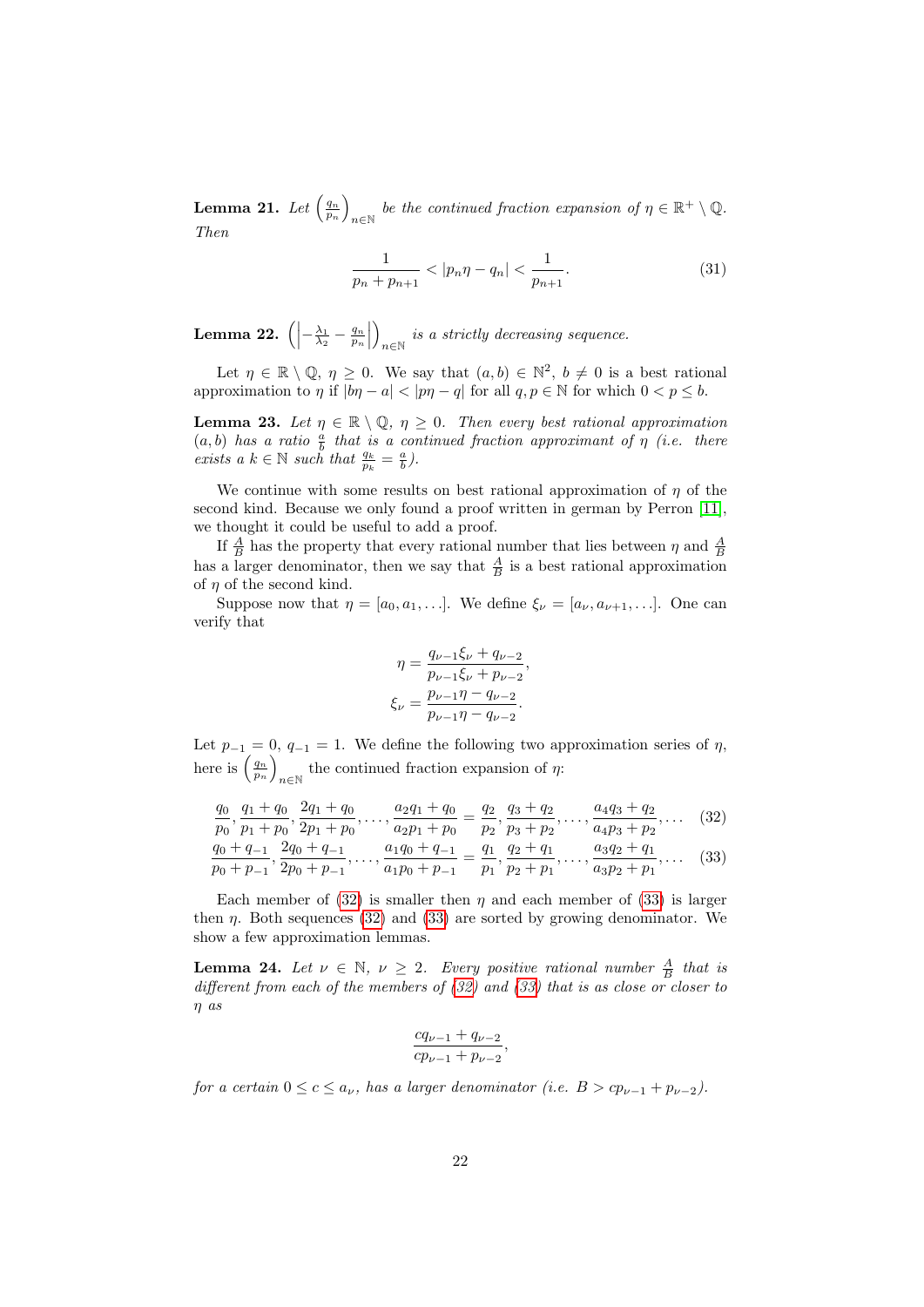**Lemma 21.** *Let* $\left(\frac{q_n}{p_n}\right)_{n\in\mathbb{N}}$ *be the continued fraction expansion of* $\eta \in \mathbb{R}^+ \setminus \mathbb{Q}$. *Then*

$$\frac{1}{p_n + p_{n+1}} < |p_n\eta - q_n| < \frac{1}{p_{n+1}}. \tag{31}$$

**Lemma 22.** $\left(\left|-\frac{\lambda_1}{\lambda_2} - \frac{q_n}{p_n}\right|\right)_{n\in\mathbb{N}}$ *is a strictly decreasing sequence.*

Let $\eta \in \mathbb{R}\setminus\mathbb{Q}$, $\eta \geq 0$. We say that $(a,b) \in \mathbb{N}^2$, $b \neq 0$ is a best rational approximation to $\eta$ if $|b\eta - a| < |p\eta - q|$ for all $q, p \in \mathbb{N}$ for which $0 < p \leq b$.

**Lemma 23.** *Let* $\eta \in \mathbb{R}\setminus\mathbb{Q}$, $\eta \geq 0$. *Then every best rational approximation* $(a,b)$ *has a ratio* $\frac{a}{b}$ *that is a continued fraction approximant of* $\eta$ *(i.e. there exists a* $k \in \mathbb{N}$ *such that* $\frac{q_k}{p_k} = \frac{a}{b}$*).*

We continue with some results on best rational approximation of $\eta$ of the second kind. Because we only found a proof written in german by Perron [11], we thought it could be useful to add a proof.

If $\frac{A}{B}$ has the property that every rational number that lies between $\eta$ and $\frac{A}{B}$ has a larger denominator, then we say that $\frac{A}{B}$ is a best rational approximation of $\eta$ of the second kind.

Suppose now that $\eta = [a_0, a_1, \ldots]$. We define $\xi_\nu = [a_\nu, a_{\nu+1}, \ldots]$. One can verify that

$$\eta = \frac{q_{\nu-1}\xi_\nu + q_{\nu-2}}{p_{\nu-1}\xi_\nu + p_{\nu-2}},$$
$$\xi_\nu = \frac{p_{\nu-1}\eta - q_{\nu-2}}{p_{\nu-1}\eta - q_{\nu-2}}.$$

Let $p_{-1} = 0$, $q_{-1} = 1$. We define the following two approximation series of $\eta$, here is $\left(\frac{q_n}{p_n}\right)_{n\in\mathbb{N}}$ the continued fraction expansion of $\eta$:

$$\frac{q_0}{p_0}, \frac{q_1+q_0}{p_1+p_0}, \frac{2q_1+q_0}{2p_1+p_0}, \ldots, \frac{a_2q_1+q_0}{a_2p_1+p_0} = \frac{q_2}{p_2}, \frac{q_3+q_2}{p_3+p_2}, \ldots, \frac{a_4q_3+q_2}{a_4p_3+p_2}, \ldots \tag{32}$$

$$\frac{q_0+q_{-1}}{p_0+p_{-1}}, \frac{2q_0+q_{-1}}{2p_0+p_{-1}}, \ldots, \frac{a_1q_0+q_{-1}}{a_1p_0+p_{-1}} = \frac{q_1}{p_1}, \frac{q_2+q_1}{p_2+p_1}, \ldots, \frac{a_3q_2+q_1}{a_3p_2+p_1}, \ldots \tag{33}$$

Each member of (32) is smaller then $\eta$ and each member of (33) is larger then $\eta$. Both sequences (32) and (33) are sorted by growing denominator. We show a few approximation lemmas.

**Lemma 24.** *Let* $\nu \in \mathbb{N}$, $\nu \geq 2$. *Every positive rational number* $\frac{A}{B}$ *that is different from each of the members of (32) and (33) that is as close or closer to* $\eta$ *as*

$$\frac{cq_{\nu-1} + q_{\nu-2}}{cp_{\nu-1} + p_{\nu-2}},$$

*for a certain* $0 \leq c \leq a_\nu$, *has a larger denominator (i.e.* $B > cp_{\nu-1} + p_{\nu-2}$*).*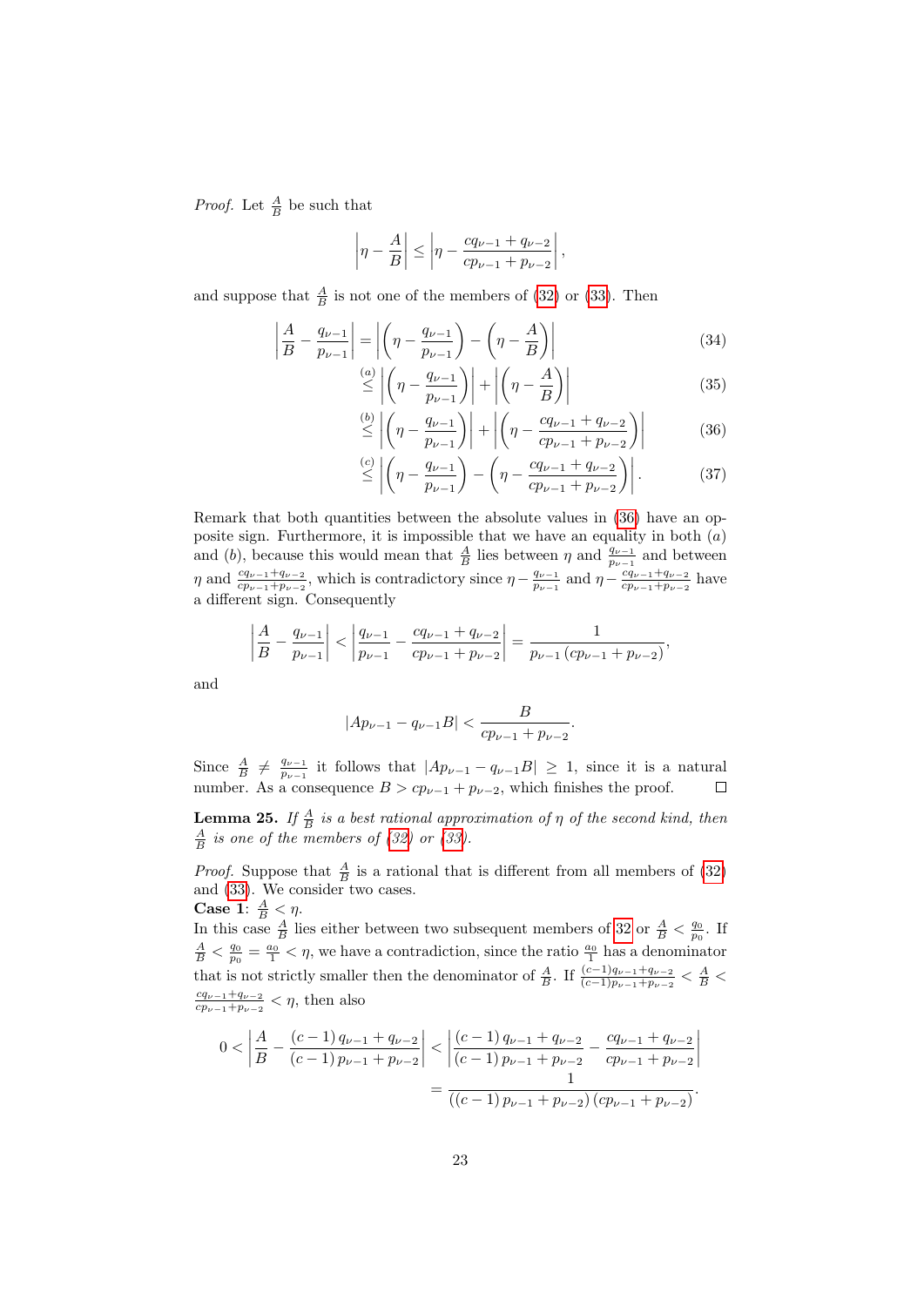*Proof.* Let $\frac{A}{B}$ be such that

$$\left|\eta - \frac{A}{B}\right| \leq \left|\eta - \frac{cq_{\nu-1} + q_{\nu-2}}{cp_{\nu-1} + p_{\nu-2}}\right|,$$

and suppose that $\frac{A}{B}$ is not one of the members of (32) or (33). Then

$$\left|\frac{A}{B} - \frac{q_{\nu-1}}{p_{\nu-1}}\right| = \left|\left(\eta - \frac{q_{\nu-1}}{p_{\nu-1}}\right) - \left(\eta - \frac{A}{B}\right)\right| \tag{34}$$

$$\overset{(a)}{\leq} \left|\left(\eta - \frac{q_{\nu-1}}{p_{\nu-1}}\right)\right| + \left|\left(\eta - \frac{A}{B}\right)\right| \tag{35}$$

$$\overset{(b)}{\leq} \left|\left(\eta - \frac{q_{\nu-1}}{p_{\nu-1}}\right)\right| + \left|\left(\eta - \frac{cq_{\nu-1} + q_{\nu-2}}{cp_{\nu-1} + p_{\nu-2}}\right)\right| \tag{36}$$

$$\overset{(c)}{\leq} \left|\left(\eta - \frac{q_{\nu-1}}{p_{\nu-1}}\right) - \left(\eta - \frac{cq_{\nu-1} + q_{\nu-2}}{cp_{\nu-1} + p_{\nu-2}}\right)\right|. \tag{37}$$

Remark that both quantities between the absolute values in (36) have an opposite sign. Furthermore, it is impossible that we have an equality in both $(a)$ and $(b)$, because this would mean that $\frac{A}{B}$ lies between $\eta$ and $\frac{q_{\nu-1}}{p_{\nu-1}}$ and between $\eta$ and $\frac{cq_{\nu-1}+q_{\nu-2}}{cp_{\nu-1}+p_{\nu-2}}$, which is contradictory since $\eta - \frac{q_{\nu-1}}{p_{\nu-1}}$ and $\eta - \frac{cq_{\nu-1}+q_{\nu-2}}{cp_{\nu-1}+p_{\nu-2}}$ have a different sign. Consequently

$$\left|\frac{A}{B} - \frac{q_{\nu-1}}{p_{\nu-1}}\right| < \left|\frac{q_{\nu-1}}{p_{\nu-1}} - \frac{cq_{\nu-1} + q_{\nu-2}}{cp_{\nu-1} + p_{\nu-2}}\right| = \frac{1}{p_{\nu-1}\left(cp_{\nu-1} + p_{\nu-2}\right)},$$

and

$$\left|Ap_{\nu-1} - q_{\nu-1}B\right| < \frac{B}{cp_{\nu-1} + p_{\nu-2}}.$$

Since $\frac{A}{B} \neq \frac{q_{\nu-1}}{p_{\nu-1}}$ it follows that $|Ap_{\nu-1} - q_{\nu-1}B| \geq 1$, since it is a natural number. As a consequence $B > cp_{\nu-1} + p_{\nu-2}$, which finishes the proof. □

**Lemma 25.** *If $\frac{A}{B}$ is a best rational approximation of $\eta$ of the second kind, then $\frac{A}{B}$ is one of the members of (32) or (33).*

*Proof.* Suppose that $\frac{A}{B}$ is a rational that is different from all members of (32) and (33). We consider two cases.

**Case 1**: $\frac{A}{B} < \eta$.

In this case $\frac{A}{B}$ lies either between two subsequent members of 32 or $\frac{A}{B} < \frac{q_0}{p_0}$. If $\frac{A}{B} < \frac{q_0}{p_0} = \frac{a_0}{1} < \eta$, we have a contradiction, since the ratio $\frac{a_0}{1}$ has a denominator that is not strictly smaller then the denominator of $\frac{A}{B}$. If $\frac{(c-1)q_{\nu-1}+q_{\nu-2}}{(c-1)p_{\nu-1}+p_{\nu-2}} < \frac{A}{B} < \frac{cq_{\nu-1}+q_{\nu-2}}{cp_{\nu-1}+p_{\nu-2}} < \eta$, then also

$$0 < \left|\frac{A}{B} - \frac{(c-1)\,q_{\nu-1} + q_{\nu-2}}{(c-1)\,p_{\nu-1} + p_{\nu-2}}\right| < \left|\frac{(c-1)\,q_{\nu-1} + q_{\nu-2}}{(c-1)\,p_{\nu-1} + p_{\nu-2}} - \frac{cq_{\nu-1} + q_{\nu-2}}{cp_{\nu-1} + p_{\nu-2}}\right|$$
$$= \frac{1}{\left((c-1)\,p_{\nu-1} + p_{\nu-2}\right)\left(cp_{\nu-1} + p_{\nu-2}\right)}.$$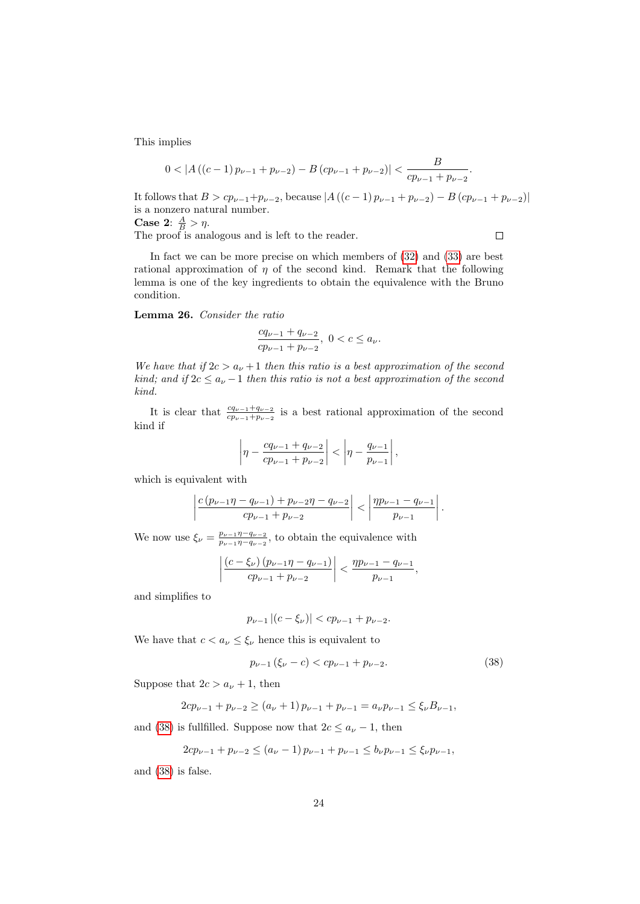This implies

$$0 < |A((c-1)p_{\nu-1} + p_{\nu-2}) - B(cp_{\nu-1} + p_{\nu-2})| < \frac{B}{cp_{\nu-1} + p_{\nu-2}}.$$

It follows that $B > cp_{\nu-1}+p_{\nu-2}$, because $|A((c-1)p_{\nu-1} + p_{\nu-2}) - B(cp_{\nu-1} + p_{\nu-2})|$ is a nonzero natural number.

**Case 2**: $\frac{A}{B} > \eta$.

The proof is analogous and is left to the reader. □

In fact we can be more precise on which members of (32) and (33) are best rational approximation of $\eta$ of the second kind. Remark that the following lemma is one of the key ingredients to obtain the equivalence with the Bruno condition.

**Lemma 26.** *Consider the ratio*

$$\frac{cq_{\nu-1} + q_{\nu-2}}{cp_{\nu-1} + p_{\nu-2}},\ 0 < c \leq a_\nu.$$

*We have that if $2c > a_\nu + 1$ then this ratio is a best approximation of the second kind; and if $2c \leq a_\nu - 1$ then this ratio is not a best approximation of the second kind.*

It is clear that $\frac{cq_{\nu-1}+q_{\nu-2}}{cp_{\nu-1}+p_{\nu-2}}$ is a best rational approximation of the second kind if

$$\left|\eta - \frac{cq_{\nu-1} + q_{\nu-2}}{cp_{\nu-1} + p_{\nu-2}}\right| < \left|\eta - \frac{q_{\nu-1}}{p_{\nu-1}}\right|,$$

which is equivalent with

$$\left|\frac{c(p_{\nu-1}\eta - q_{\nu-1}) + p_{\nu-2}\eta - q_{\nu-2}}{cp_{\nu-1} + p_{\nu-2}}\right| < \left|\frac{\eta p_{\nu-1} - q_{\nu-1}}{p_{\nu-1}}\right|.$$

We now use $\xi_\nu = \frac{p_{\nu-1}\eta - q_{\nu-2}}{p_{\nu-1}\eta - q_{\nu-2}}$, to obtain the equivalence with

$$\left|\frac{(c - \xi_\nu)(p_{\nu-1}\eta - q_{\nu-1})}{cp_{\nu-1} + p_{\nu-2}}\right| < \frac{\eta p_{\nu-1} - q_{\nu-1}}{p_{\nu-1}},$$

and simplifies to

$$p_{\nu-1}|(c - \xi_\nu)| < cp_{\nu-1} + p_{\nu-2}.$$

We have that $c < a_\nu \leq \xi_\nu$ hence this is equivalent to

$$p_{\nu-1}(\xi_\nu - c) < cp_{\nu-1} + p_{\nu-2}. \tag{38}$$

Suppose that $2c > a_\nu + 1$, then

$$2cp_{\nu-1} + p_{\nu-2} \geq (a_\nu + 1)p_{\nu-1} + p_{\nu-1} = a_\nu p_{\nu-1} \leq \xi_\nu B_{\nu-1},$$

and (38) is fullfilled. Suppose now that $2c \leq a_\nu - 1$, then

$$2cp_{\nu-1} + p_{\nu-2} \leq (a_\nu - 1)p_{\nu-1} + p_{\nu-1} \leq b_\nu p_{\nu-1} \leq \xi_\nu p_{\nu-1},$$

and (38) is false.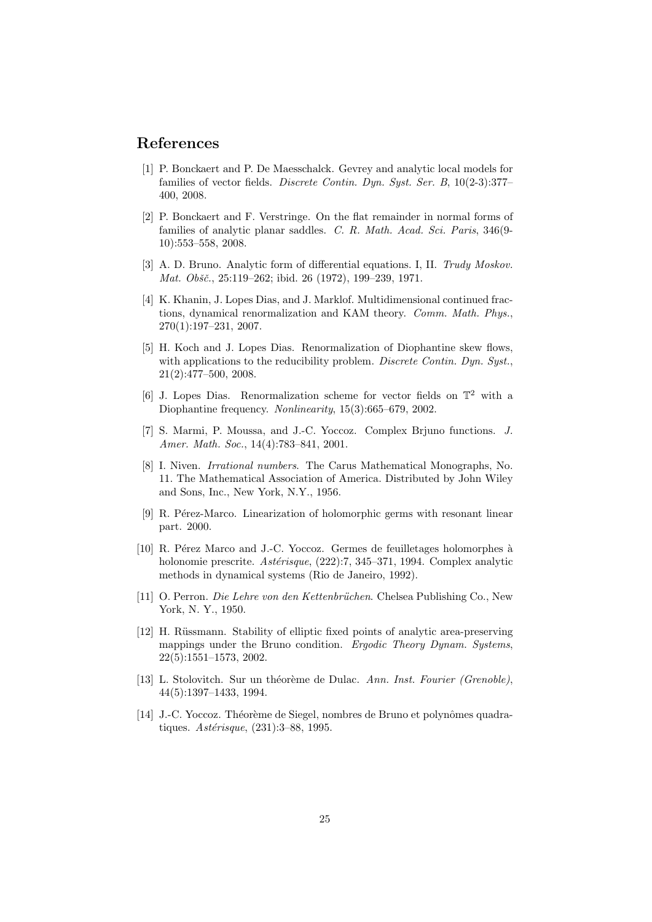## References

[1] P. Bonckaert and P. De Maesschalck. Gevrey and analytic local models for families of vector fields. *Discrete Contin. Dyn. Syst. Ser. B*, 10(2-3):377–400, 2008.

[2] P. Bonckaert and F. Verstringe. On the flat remainder in normal forms of families of analytic planar saddles. *C. R. Math. Acad. Sci. Paris*, 346(9-10):553–558, 2008.

[3] A. D. Bruno. Analytic form of differential equations. I, II. *Trudy Moskov. Mat. Obšč.*, 25:119–262; ibid. 26 (1972), 199–239, 1971.

[4] K. Khanin, J. Lopes Dias, and J. Marklof. Multidimensional continued fractions, dynamical renormalization and KAM theory. *Comm. Math. Phys.*, 270(1):197–231, 2007.

[5] H. Koch and J. Lopes Dias. Renormalization of Diophantine skew flows, with applications to the reducibility problem. *Discrete Contin. Dyn. Syst.*, 21(2):477–500, 2008.

[6] J. Lopes Dias. Renormalization scheme for vector fields on $\mathbb{T}^2$ with a Diophantine frequency. *Nonlinearity*, 15(3):665–679, 2002.

[7] S. Marmi, P. Moussa, and J.-C. Yoccoz. Complex Brjuno functions. *J. Amer. Math. Soc.*, 14(4):783–841, 2001.

[8] I. Niven. *Irrational numbers*. The Carus Mathematical Monographs, No. 11. The Mathematical Association of America. Distributed by John Wiley and Sons, Inc., New York, N.Y., 1956.

[9] R. Pérez-Marco. Linearization of holomorphic germs with resonant linear part. 2000.

[10] R. Pérez Marco and J.-C. Yoccoz. Germes de feuilletages holomorphes à holonomie prescrite. *Astérisque*, (222):7, 345–371, 1994. Complex analytic methods in dynamical systems (Rio de Janeiro, 1992).

[11] O. Perron. *Die Lehre von den Kettenbrüchen*. Chelsea Publishing Co., New York, N. Y., 1950.

[12] H. Rüssmann. Stability of elliptic fixed points of analytic area-preserving mappings under the Bruno condition. *Ergodic Theory Dynam. Systems*, 22(5):1551–1573, 2002.

[13] L. Stolovitch. Sur un théorème de Dulac. *Ann. Inst. Fourier (Grenoble)*, 44(5):1397–1433, 1994.

[14] J.-C. Yoccoz. Théorème de Siegel, nombres de Bruno et polynômes quadratiques. *Astérisque*, (231):3–88, 1995.